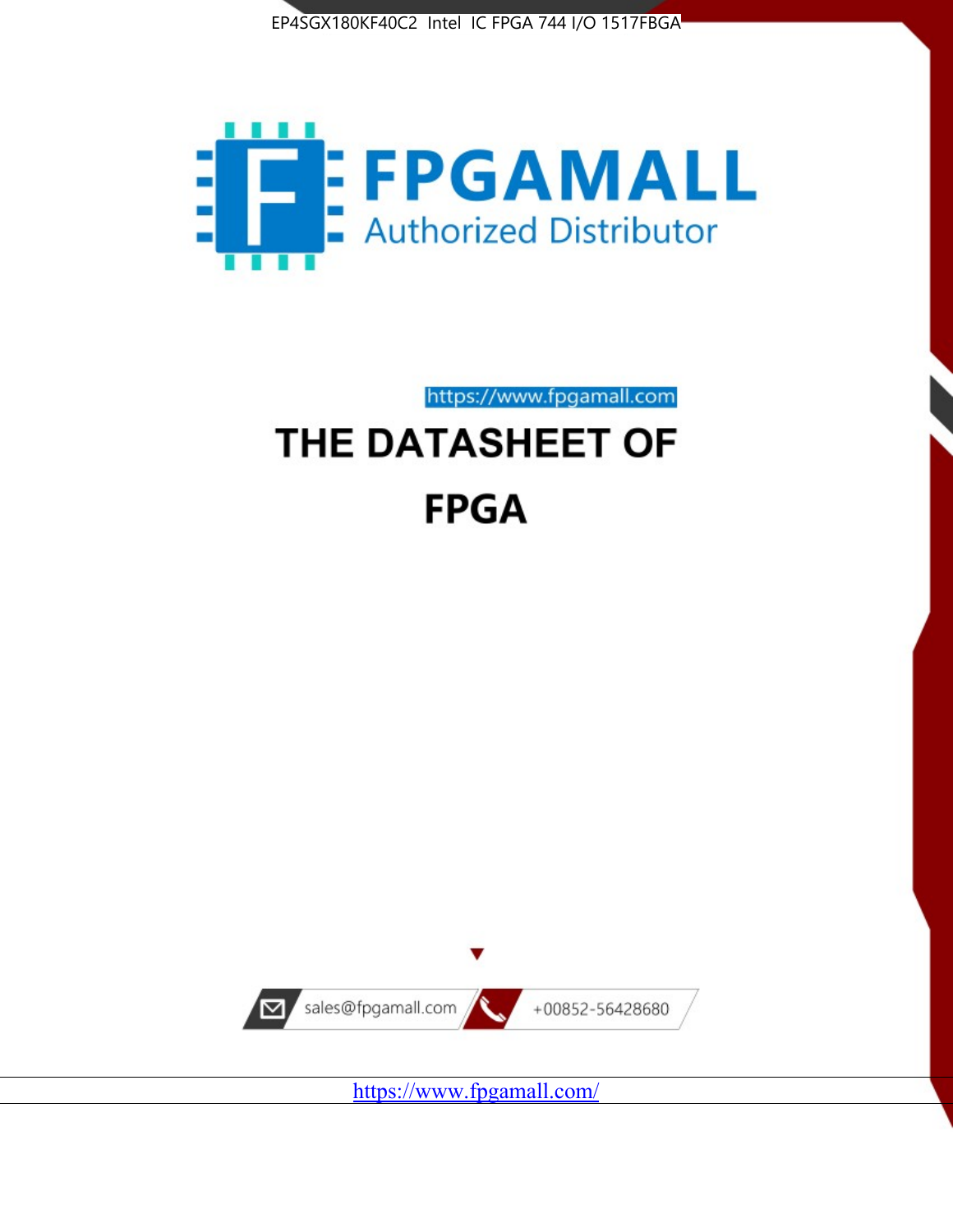EP4SGX180KF40C2 Intel IC FPGA 744 I/O 1517FBGA

FPGAMALL

Authorized Distributor

https://www.fpgamall.com

# THE DATASHEET OF

# FPGA

sales@fpgamall.com

+00852-56428680

https://www.fpgamall.com/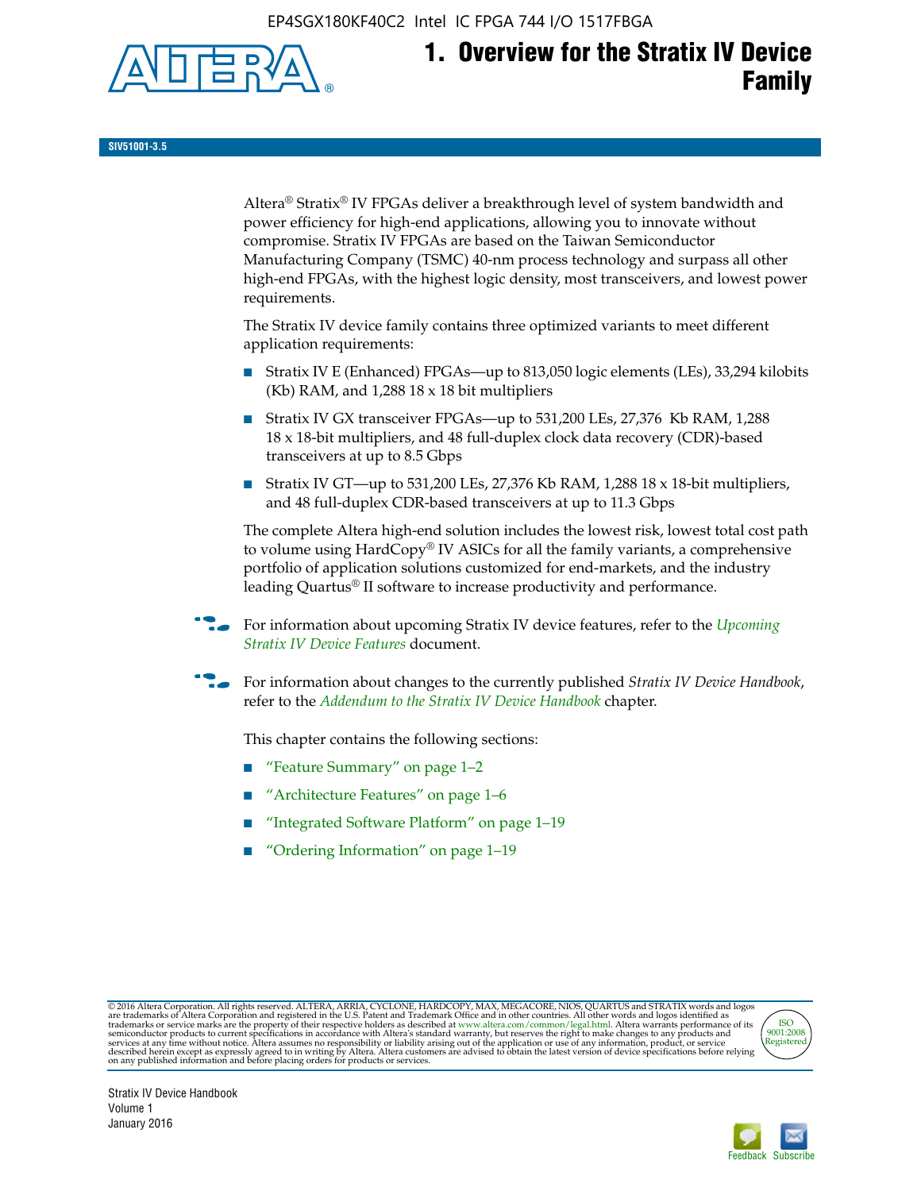# 1. Overview for the Stratix IV Device Family

SIV51001-3.5

Altera® Stratix® IV FPGAs deliver a breakthrough level of system bandwidth and power efficiency for high-end applications, allowing you to innovate without compromise. Stratix IV FPGAs are based on the Taiwan Semiconductor Manufacturing Company (TSMC) 40-nm process technology and surpass all other high-end FPGAs, with the highest logic density, most transceivers, and lowest power requirements.

The Stratix IV device family contains three optimized variants to meet different application requirements:

- Stratix IV E (Enhanced) FPGAs—up to 813,050 logic elements (LEs), 33,294 kilobits (Kb) RAM, and 1,288 18 x 18 bit multipliers
- Stratix IV GX transceiver FPGAs—up to 531,200 LEs, 27,376 Kb RAM, 1,288 18 x 18-bit multipliers, and 48 full-duplex clock data recovery (CDR)-based transceivers at up to 8.5 Gbps
- Stratix IV GT—up to 531,200 LEs, 27,376 Kb RAM, 1,288 18 x 18-bit multipliers, and 48 full-duplex CDR-based transceivers at up to 11.3 Gbps

The complete Altera high-end solution includes the lowest risk, lowest total cost path to volume using HardCopy® IV ASICs for all the family variants, a comprehensive portfolio of application solutions customized for end-markets, and the industry leading Quartus® II software to increase productivity and performance.

For information about upcoming Stratix IV device features, refer to the *Upcoming Stratix IV Device Features* document.

For information about changes to the currently published *Stratix IV Device Handbook*, refer to the *Addendum to the Stratix IV Device Handbook* chapter.

This chapter contains the following sections:

- "Feature Summary" on page 1–2
- "Architecture Features" on page 1–6
- "Integrated Software Platform" on page 1–19
- "Ordering Information" on page 1–19

© 2016 Altera Corporation. All rights reserved. ALTERA, ARRIA, CYCLONE, HARDCOPY, MAX, MEGACORE, NIOS, QUARTUS and STRATIX words and logos are trademarks of Altera Corporation and registered in the U.S. Patent and Trademark Office and in other countries. All other words and logos identified as trademarks or service marks are the property of their respective holders as described at www.altera.com/common/legal.html. Altera warrants performance of its semiconductor products to current specifications in accordance with Altera's standard warranty, but reserves the right to make changes to any products and services at any time without notice. Altera assumes no responsibility or liability arising out of the application or use of any information, product, or service described herein except as expressly agreed to in writing by Altera. Altera customers are advised to obtain the latest version of device specifications before relying on any published information and before placing orders for products or services.

Stratix IV Device Handbook
Volume 1
January 2016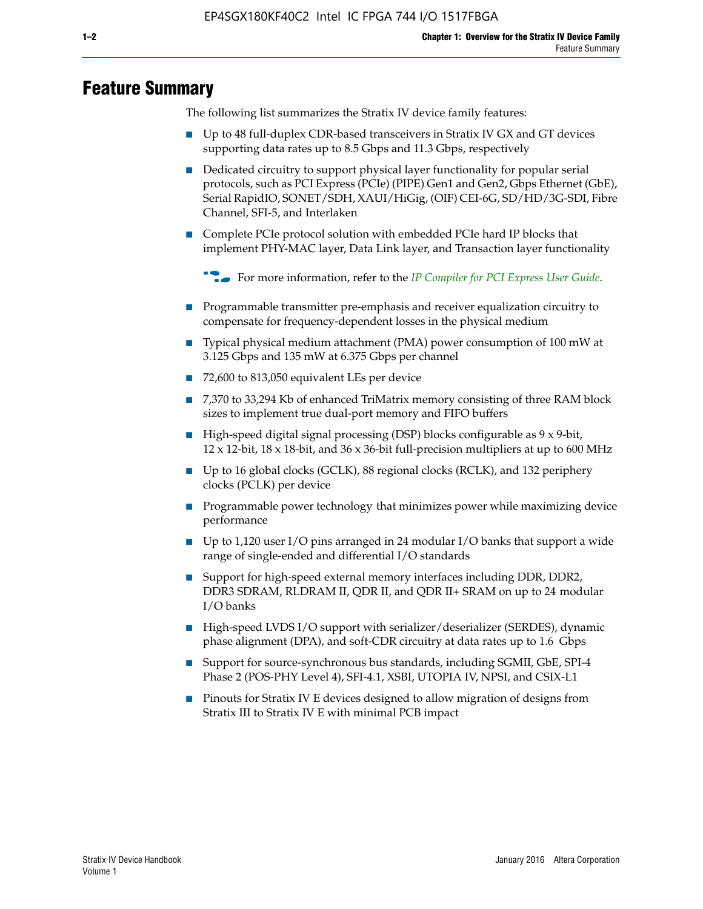# Feature Summary

The following list summarizes the Stratix IV device family features:

- Up to 48 full-duplex CDR-based transceivers in Stratix IV GX and GT devices supporting data rates up to 8.5 Gbps and 11.3 Gbps, respectively
- Dedicated circuitry to support physical layer functionality for popular serial protocols, such as PCI Express (PCIe) (PIPE) Gen1 and Gen2, Gbps Ethernet (GbE), Serial RapidIO, SONET/SDH, XAUI/HiGig, (OIF) CEI-6G, SD/HD/3G-SDI, Fibre Channel, SFI-5, and Interlaken
- Complete PCIe protocol solution with embedded PCIe hard IP blocks that implement PHY-MAC layer, Data Link layer, and Transaction layer functionality

  For more information, refer to the *IP Compiler for PCI Express User Guide*.

- Programmable transmitter pre-emphasis and receiver equalization circuitry to compensate for frequency-dependent losses in the physical medium
- Typical physical medium attachment (PMA) power consumption of 100 mW at 3.125 Gbps and 135 mW at 6.375 Gbps per channel
- 72,600 to 813,050 equivalent LEs per device
- 7,370 to 33,294 Kb of enhanced TriMatrix memory consisting of three RAM block sizes to implement true dual-port memory and FIFO buffers
- High-speed digital signal processing (DSP) blocks configurable as 9 x 9-bit, 12 x 12-bit, 18 x 18-bit, and 36 x 36-bit full-precision multipliers at up to 600 MHz
- Up to 16 global clocks (GCLK), 88 regional clocks (RCLK), and 132 periphery clocks (PCLK) per device
- Programmable power technology that minimizes power while maximizing device performance
- Up to 1,120 user I/O pins arranged in 24 modular I/O banks that support a wide range of single-ended and differential I/O standards
- Support for high-speed external memory interfaces including DDR, DDR2, DDR3 SDRAM, RLDRAM II, QDR II, and QDR II+ SRAM on up to 24 modular I/O banks
- High-speed LVDS I/O support with serializer/deserializer (SERDES), dynamic phase alignment (DPA), and soft-CDR circuitry at data rates up to 1.6 Gbps
- Support for source-synchronous bus standards, including SGMII, GbE, SPI-4 Phase 2 (POS-PHY Level 4), SFI-4.1, XSBI, UTOPIA IV, NPSI, and CSIX-L1
- Pinouts for Stratix IV E devices designed to allow migration of designs from Stratix III to Stratix IV E with minimal PCB impact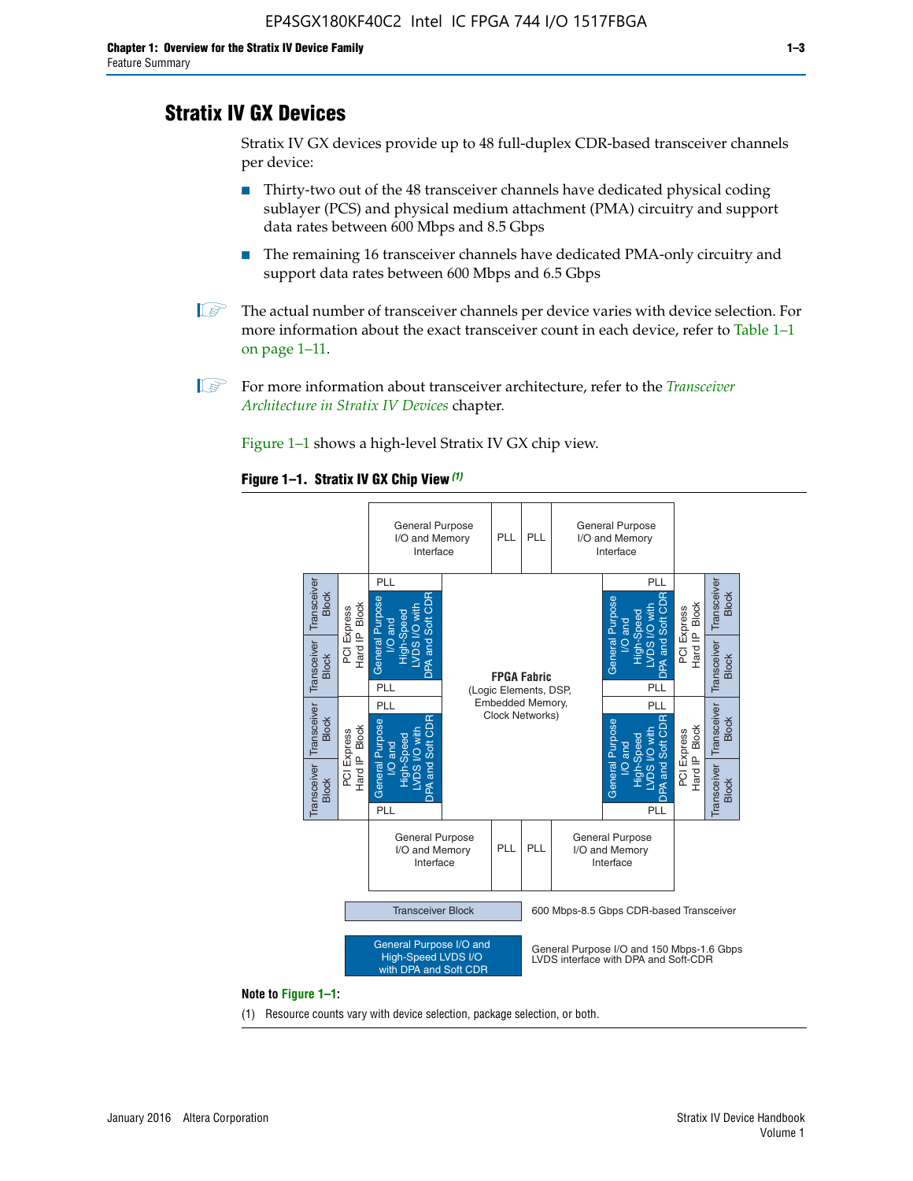## Stratix IV GX Devices

Stratix IV GX devices provide up to 48 full-duplex CDR-based transceiver channels per device:

- Thirty-two out of the 48 transceiver channels have dedicated physical coding sublayer (PCS) and physical medium attachment (PMA) circuitry and support data rates between 600 Mbps and 8.5 Gbps
- The remaining 16 transceiver channels have dedicated PMA-only circuitry and support data rates between 600 Mbps and 6.5 Gbps

The actual number of transceiver channels per device varies with device selection. For more information about the exact transceiver count in each device, refer to Table 1–1 on page 1–11.

For more information about transceiver architecture, refer to the *Transceiver Architecture in Stratix IV Devices* chapter.

Figure 1–1 shows a high-level Stratix IV GX chip view.

**Figure 1–1. Stratix IV GX Chip View** *(1)*

**Note to Figure 1–1:**

(1) Resource counts vary with device selection, package selection, or both.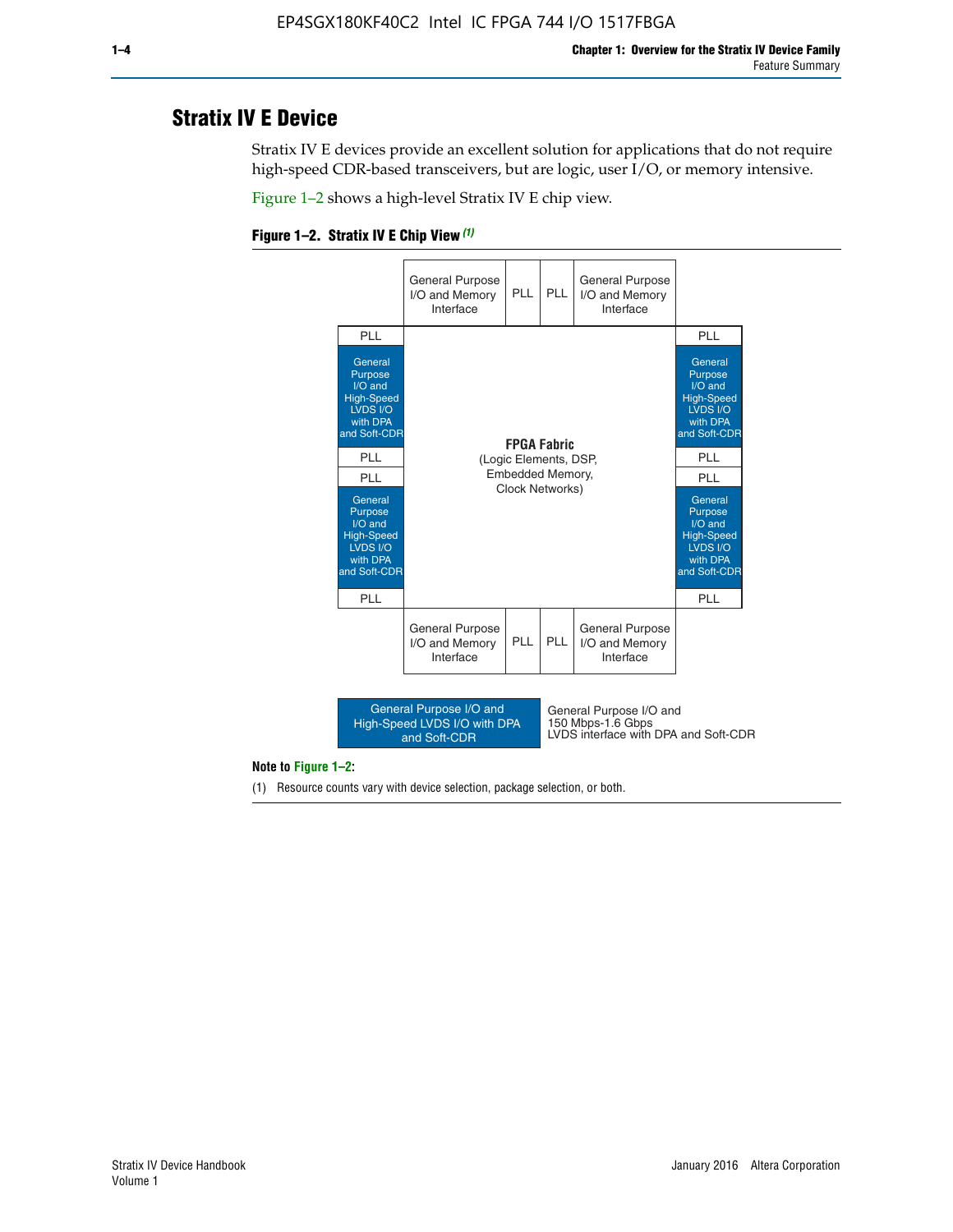## Stratix IV E Device

Stratix IV E devices provide an excellent solution for applications that do not require high-speed CDR-based transceivers, but are logic, user I/O, or memory intensive.

Figure 1–2 shows a high-level Stratix IV E chip view.

**Figure 1–2. Stratix IV E Chip View** *(1)*

General Purpose I/O and Memory Interface | PLL | PLL | General Purpose I/O and Memory Interface

PLL | General Purpose I/O and High-Speed LVDS I/O with DPA and Soft-CDR | PLL | PLL | General Purpose I/O and High-Speed LVDS I/O with DPA and Soft-CDR | PLL

**FPGA Fabric**
(Logic Elements, DSP, Embedded Memory, Clock Networks)

PLL | General Purpose I/O and High-Speed LVDS I/O with DPA and Soft-CDR | PLL | PLL | General Purpose I/O and High-Speed LVDS I/O with DPA and Soft-CDR | PLL

General Purpose I/O and Memory Interface | PLL | PLL | General Purpose I/O and Memory Interface

General Purpose I/O and High-Speed LVDS I/O with DPA and Soft-CDR: General Purpose I/O and 150 Mbps-1.6 Gbps LVDS interface with DPA and Soft-CDR

**Note to Figure 1–2:**

(1) Resource counts vary with device selection, package selection, or both.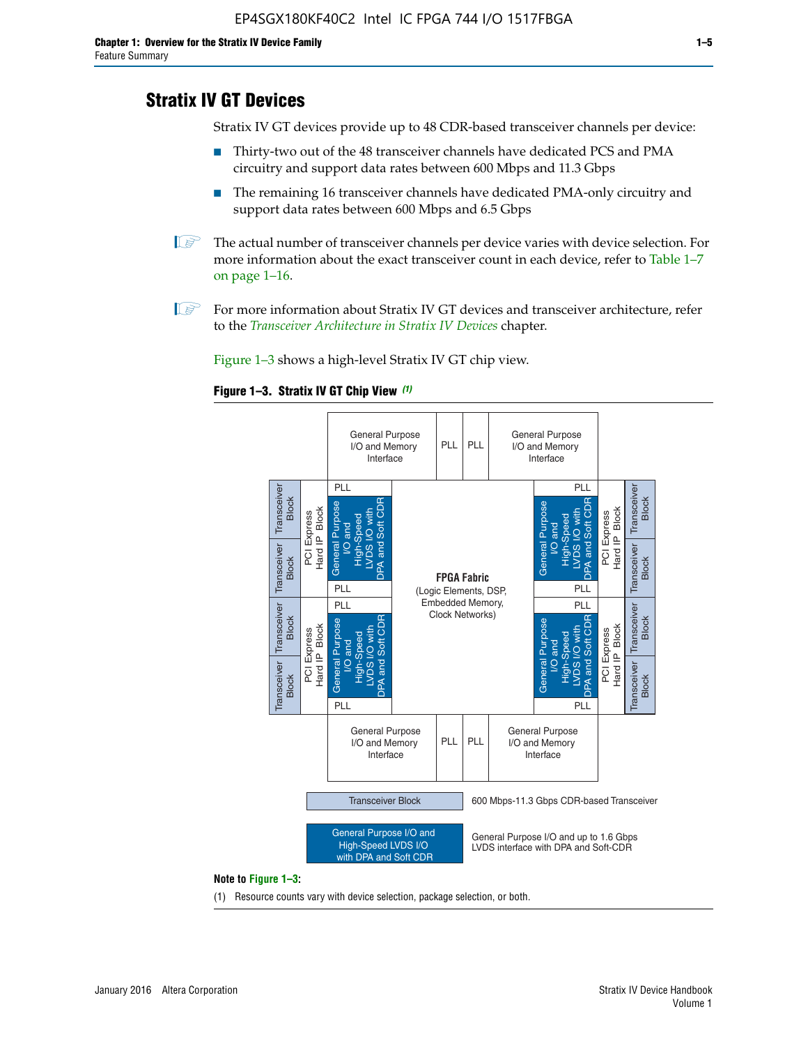## Stratix IV GT Devices

Stratix IV GT devices provide up to 48 CDR-based transceiver channels per device:

- Thirty-two out of the 48 transceiver channels have dedicated PCS and PMA circuitry and support data rates between 600 Mbps and 11.3 Gbps
- The remaining 16 transceiver channels have dedicated PMA-only circuitry and support data rates between 600 Mbps and 6.5 Gbps

The actual number of transceiver channels per device varies with device selection. For more information about the exact transceiver count in each device, refer to Table 1–7 on page 1–16.

For more information about Stratix IV GT devices and transceiver architecture, refer to the *Transceiver Architecture in Stratix IV Devices* chapter.

Figure 1–3 shows a high-level Stratix IV GT chip view.

**Figure 1–3. Stratix IV GT Chip View** *(1)*

General Purpose I/O and Memory Interface | PLL | PLL | General Purpose I/O and Memory Interface

Transceiver Block | Transceiver Block | PCI Express Hard IP Block | PLL | General Purpose I/O and High-Speed LVDS I/O with DPA and Soft CDR | PLL

Transceiver Block | Transceiver Block | PCI Express Hard IP Block | PLL | General Purpose I/O and High-Speed LVDS I/O with DPA and Soft CDR | PLL

**FPGA Fabric** (Logic Elements, DSP, Embedded Memory, Clock Networks)

PLL | General Purpose I/O and High-Speed LVDS I/O with DPA and Soft CDR | PLL | PCI Express Hard IP Block | Transceiver Block | Transceiver Block

PLL | General Purpose I/O and High-Speed LVDS I/O with DPA and Soft CDR | PLL | PCI Express Hard IP Block | Transceiver Block | Transceiver Block

General Purpose I/O and Memory Interface | PLL | PLL | General Purpose I/O and Memory Interface

Transceiver Block — 600 Mbps-11.3 Gbps CDR-based Transceiver

General Purpose I/O and High-Speed LVDS I/O with DPA and Soft CDR — General Purpose I/O and up to 1.6 Gbps LVDS interface with DPA and Soft-CDR

**Note to Figure 1–3:**

(1) Resource counts vary with device selection, package selection, or both.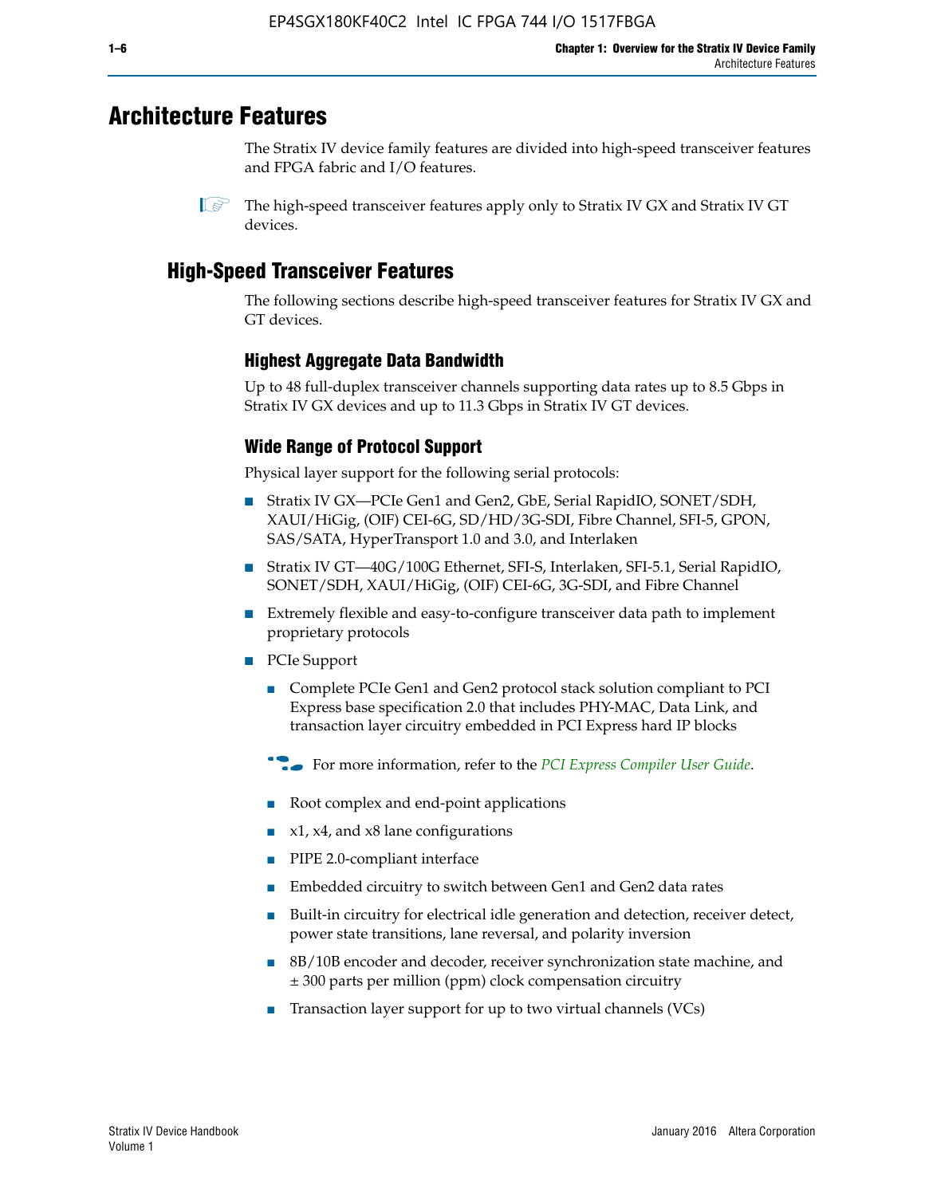# Architecture Features

The Stratix IV device family features are divided into high-speed transceiver features and FPGA fabric and I/O features.

The high-speed transceiver features apply only to Stratix IV GX and Stratix IV GT devices.

## High-Speed Transceiver Features

The following sections describe high-speed transceiver features for Stratix IV GX and GT devices.

### Highest Aggregate Data Bandwidth

Up to 48 full-duplex transceiver channels supporting data rates up to 8.5 Gbps in Stratix IV GX devices and up to 11.3 Gbps in Stratix IV GT devices.

### Wide Range of Protocol Support

Physical layer support for the following serial protocols:

- Stratix IV GX—PCIe Gen1 and Gen2, GbE, Serial RapidIO, SONET/SDH, XAUI/HiGig, (OIF) CEI-6G, SD/HD/3G-SDI, Fibre Channel, SFI-5, GPON, SAS/SATA, HyperTransport 1.0 and 3.0, and Interlaken
- Stratix IV GT—40G/100G Ethernet, SFI-S, Interlaken, SFI-5.1, Serial RapidIO, SONET/SDH, XAUI/HiGig, (OIF) CEI-6G, 3G-SDI, and Fibre Channel
- Extremely flexible and easy-to-configure transceiver data path to implement proprietary protocols
- PCIe Support
  - Complete PCIe Gen1 and Gen2 protocol stack solution compliant to PCI Express base specification 2.0 that includes PHY-MAC, Data Link, and transaction layer circuitry embedded in PCI Express hard IP blocks

  For more information, refer to the *PCI Express Compiler User Guide*.

  - Root complex and end-point applications
  - x1, x4, and x8 lane configurations
  - PIPE 2.0-compliant interface
  - Embedded circuitry to switch between Gen1 and Gen2 data rates
  - Built-in circuitry for electrical idle generation and detection, receiver detect, power state transitions, lane reversal, and polarity inversion
  - 8B/10B encoder and decoder, receiver synchronization state machine, and ± 300 parts per million (ppm) clock compensation circuitry
  - Transaction layer support for up to two virtual channels (VCs)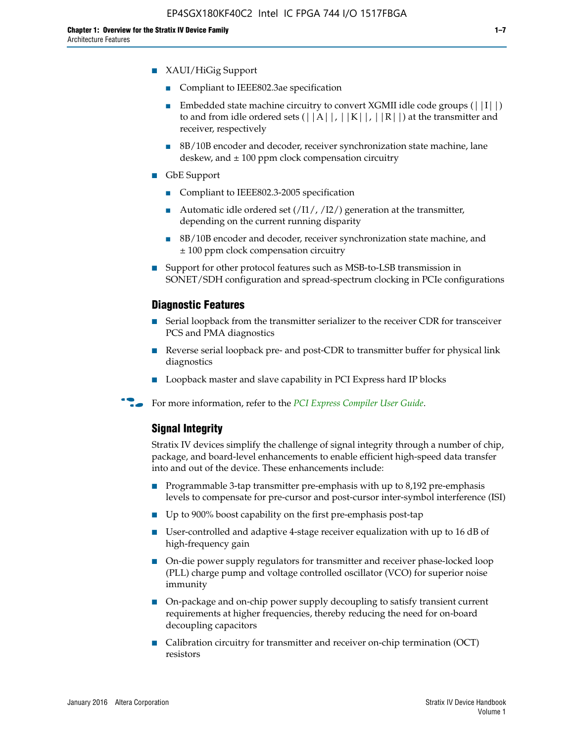- XAUI/HiGig Support
  - Compliant to IEEE802.3ae specification
  - Embedded state machine circuitry to convert XGMII idle code groups (||I||) to and from idle ordered sets (||A||, ||K||, ||R||) at the transmitter and receiver, respectively
  - 8B/10B encoder and decoder, receiver synchronization state machine, lane deskew, and ± 100 ppm clock compensation circuitry
- GbE Support
  - Compliant to IEEE802.3-2005 specification
  - Automatic idle ordered set (/I1/, /I2/) generation at the transmitter, depending on the current running disparity
  - 8B/10B encoder and decoder, receiver synchronization state machine, and ± 100 ppm clock compensation circuitry
- Support for other protocol features such as MSB-to-LSB transmission in SONET/SDH configuration and spread-spectrum clocking in PCIe configurations

### Diagnostic Features

- Serial loopback from the transmitter serializer to the receiver CDR for transceiver PCS and PMA diagnostics
- Reverse serial loopback pre- and post-CDR to transmitter buffer for physical link diagnostics
- Loopback master and slave capability in PCI Express hard IP blocks

For more information, refer to the *PCI Express Compiler User Guide*.

### Signal Integrity

Stratix IV devices simplify the challenge of signal integrity through a number of chip, package, and board-level enhancements to enable efficient high-speed data transfer into and out of the device. These enhancements include:

- Programmable 3-tap transmitter pre-emphasis with up to 8,192 pre-emphasis levels to compensate for pre-cursor and post-cursor inter-symbol interference (ISI)
- Up to 900% boost capability on the first pre-emphasis post-tap
- User-controlled and adaptive 4-stage receiver equalization with up to 16 dB of high-frequency gain
- On-die power supply regulators for transmitter and receiver phase-locked loop (PLL) charge pump and voltage controlled oscillator (VCO) for superior noise immunity
- On-package and on-chip power supply decoupling to satisfy transient current requirements at higher frequencies, thereby reducing the need for on-board decoupling capacitors
- Calibration circuitry for transmitter and receiver on-chip termination (OCT) resistors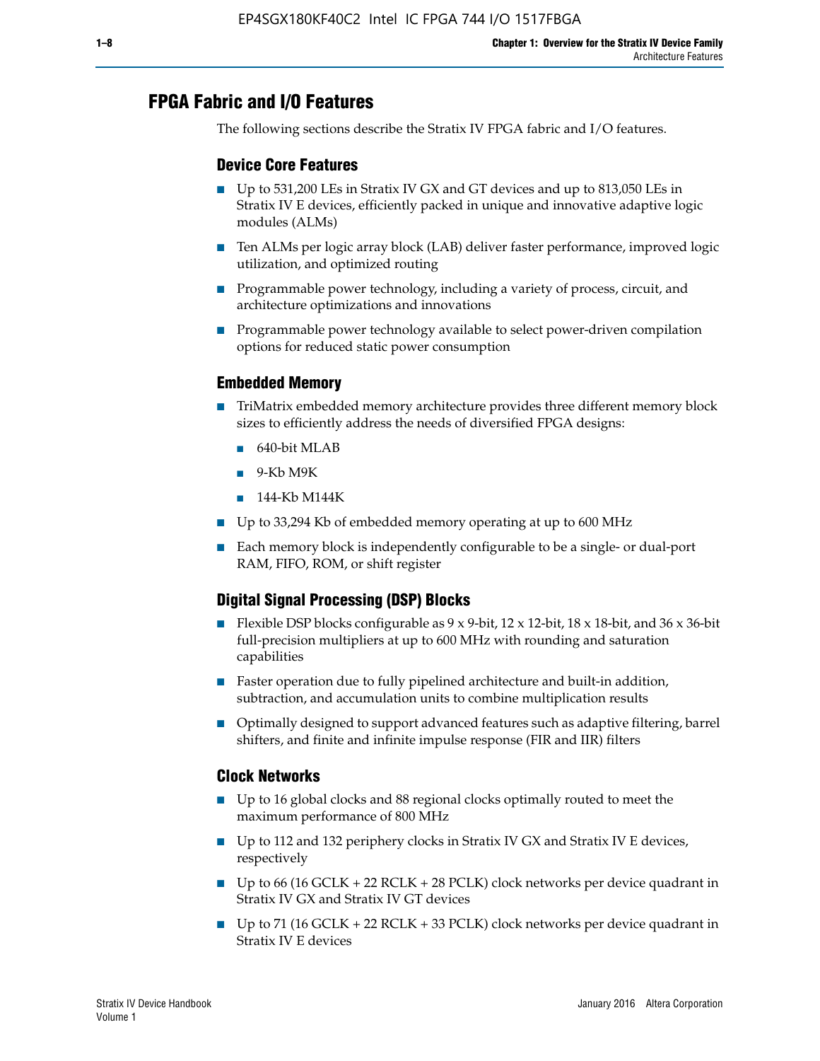## FPGA Fabric and I/O Features

The following sections describe the Stratix IV FPGA fabric and I/O features.

### Device Core Features

- Up to 531,200 LEs in Stratix IV GX and GT devices and up to 813,050 LEs in Stratix IV E devices, efficiently packed in unique and innovative adaptive logic modules (ALMs)
- Ten ALMs per logic array block (LAB) deliver faster performance, improved logic utilization, and optimized routing
- Programmable power technology, including a variety of process, circuit, and architecture optimizations and innovations
- Programmable power technology available to select power-driven compilation options for reduced static power consumption

### Embedded Memory

- TriMatrix embedded memory architecture provides three different memory block sizes to efficiently address the needs of diversified FPGA designs:
  - 640-bit MLAB
  - 9-Kb M9K
  - 144-Kb M144K
- Up to 33,294 Kb of embedded memory operating at up to 600 MHz
- Each memory block is independently configurable to be a single- or dual-port RAM, FIFO, ROM, or shift register

### Digital Signal Processing (DSP) Blocks

- Flexible DSP blocks configurable as 9 x 9-bit, 12 x 12-bit, 18 x 18-bit, and 36 x 36-bit full-precision multipliers at up to 600 MHz with rounding and saturation capabilities
- Faster operation due to fully pipelined architecture and built-in addition, subtraction, and accumulation units to combine multiplication results
- Optimally designed to support advanced features such as adaptive filtering, barrel shifters, and finite and infinite impulse response (FIR and IIR) filters

### Clock Networks

- Up to 16 global clocks and 88 regional clocks optimally routed to meet the maximum performance of 800 MHz
- Up to 112 and 132 periphery clocks in Stratix IV GX and Stratix IV E devices, respectively
- Up to 66 (16 GCLK + 22 RCLK + 28 PCLK) clock networks per device quadrant in Stratix IV GX and Stratix IV GT devices
- Up to 71 (16 GCLK + 22 RCLK + 33 PCLK) clock networks per device quadrant in Stratix IV E devices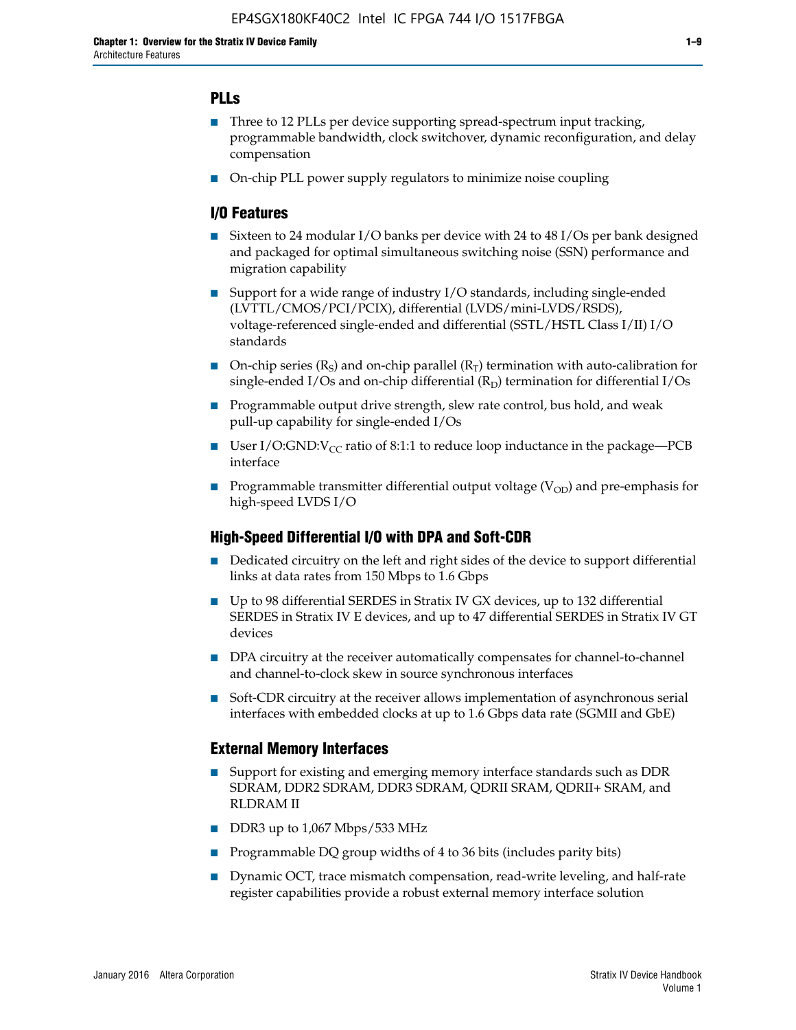## PLLs

- Three to 12 PLLs per device supporting spread-spectrum input tracking, programmable bandwidth, clock switchover, dynamic reconfiguration, and delay compensation
- On-chip PLL power supply regulators to minimize noise coupling

## I/O Features

- Sixteen to 24 modular I/O banks per device with 24 to 48 I/Os per bank designed and packaged for optimal simultaneous switching noise (SSN) performance and migration capability
- Support for a wide range of industry I/O standards, including single-ended (LVTTL/CMOS/PCI/PCIX), differential (LVDS/mini-LVDS/RSDS), voltage-referenced single-ended and differential (SSTL/HSTL Class I/II) I/O standards
- On-chip series ($R_S$) and on-chip parallel ($R_T$) termination with auto-calibration for single-ended I/Os and on-chip differential ($R_D$) termination for differential I/Os
- Programmable output drive strength, slew rate control, bus hold, and weak pull-up capability for single-ended I/Os
- User I/O:GND:$V_{CC}$ ratio of 8:1:1 to reduce loop inductance in the package—PCB interface
- Programmable transmitter differential output voltage ($V_{OD}$) and pre-emphasis for high-speed LVDS I/O

## High-Speed Differential I/O with DPA and Soft-CDR

- Dedicated circuitry on the left and right sides of the device to support differential links at data rates from 150 Mbps to 1.6 Gbps
- Up to 98 differential SERDES in Stratix IV GX devices, up to 132 differential SERDES in Stratix IV E devices, and up to 47 differential SERDES in Stratix IV GT devices
- DPA circuitry at the receiver automatically compensates for channel-to-channel and channel-to-clock skew in source synchronous interfaces
- Soft-CDR circuitry at the receiver allows implementation of asynchronous serial interfaces with embedded clocks at up to 1.6 Gbps data rate (SGMII and GbE)

## External Memory Interfaces

- Support for existing and emerging memory interface standards such as DDR SDRAM, DDR2 SDRAM, DDR3 SDRAM, QDRII SRAM, QDRII+ SRAM, and RLDRAM II
- DDR3 up to 1,067 Mbps/533 MHz
- Programmable DQ group widths of 4 to 36 bits (includes parity bits)
- Dynamic OCT, trace mismatch compensation, read-write leveling, and half-rate register capabilities provide a robust external memory interface solution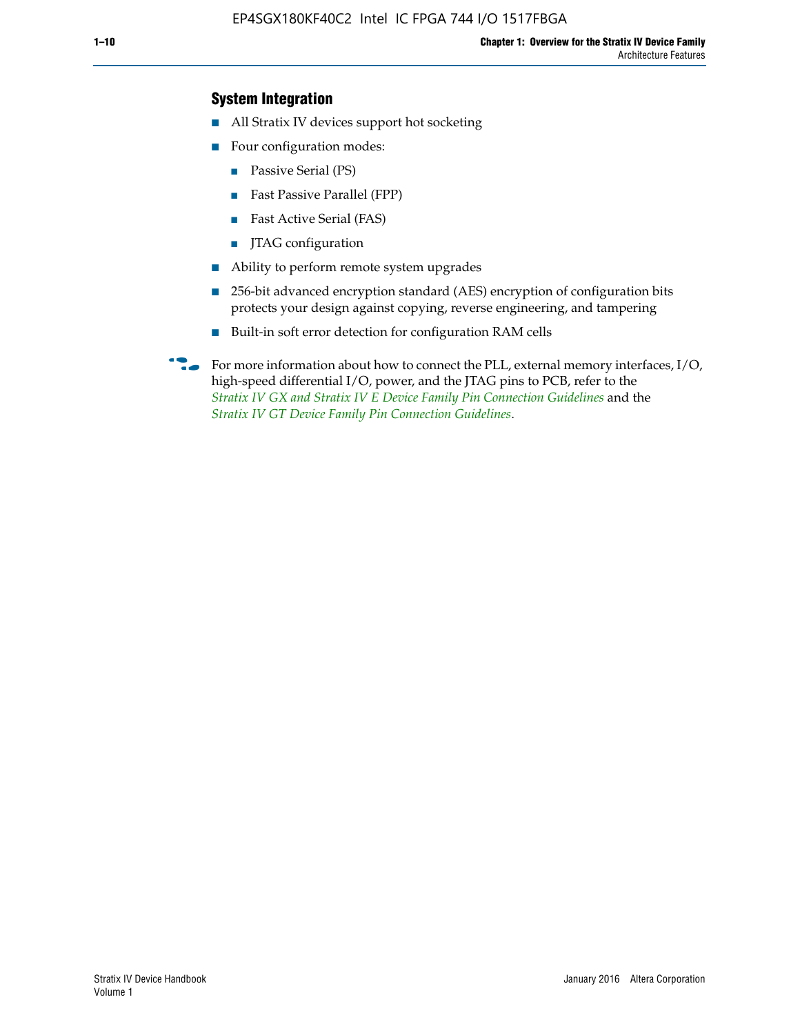### System Integration

- All Stratix IV devices support hot socketing
- Four configuration modes:
  - Passive Serial (PS)
  - Fast Passive Parallel (FPP)
  - Fast Active Serial (FAS)
  - JTAG configuration
- Ability to perform remote system upgrades
- 256-bit advanced encryption standard (AES) encryption of configuration bits protects your design against copying, reverse engineering, and tampering
- Built-in soft error detection for configuration RAM cells

For more information about how to connect the PLL, external memory interfaces, I/O, high-speed differential I/O, power, and the JTAG pins to PCB, refer to the *Stratix IV GX and Stratix IV E Device Family Pin Connection Guidelines* and the *Stratix IV GT Device Family Pin Connection Guidelines*.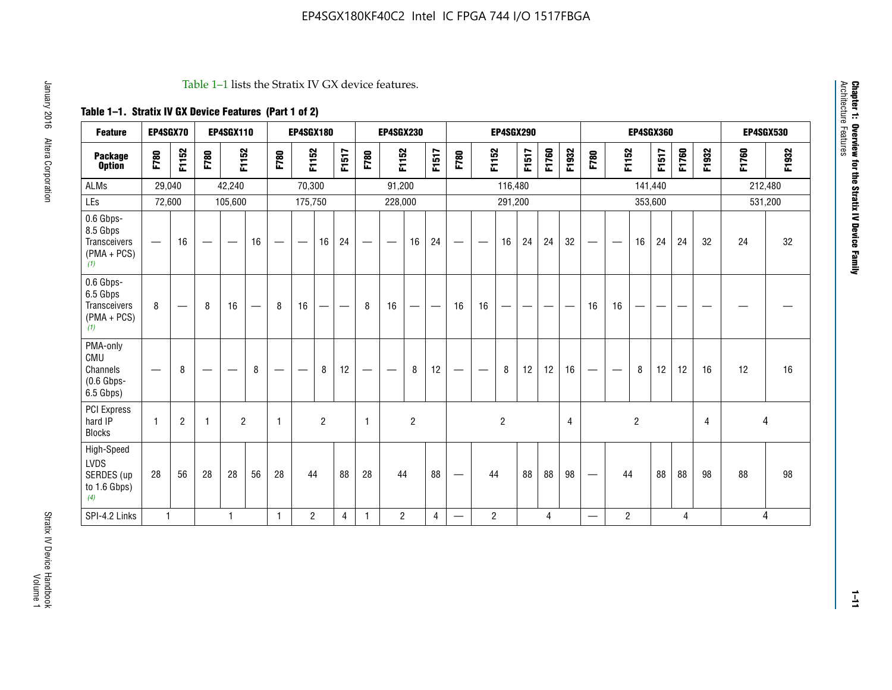Table 1–1 lists the Stratix IV GX device features.

**Table 1–1. Stratix IV GX Device Features (Part 1 of 2)**

| Feature | EP4SGX70 | | EP4SGX110 | | | EP4SGX180 | | | | EP4SGX230 | | | | EP4SGX290 | | | | | | EP4SGX360 | | | | | | EP4SGX530 | |
|---|---|---|---|---|---|---|---|---|---|---|---|---|---|---|---|---|---|---|---|---|---|---|---|---|---|---|---|
| **Package Option** | F780 | F1152 | F780 | F1152 | | F780 | F1152 | | F1517 | F780 | F1152 | | F1517 | F780 | F1152 | | F1517 | F1760 | F1932 | F780 | F1152 | | F1517 | F1760 | F1932 | F1760 | F1932 |
| ALMs | 29,040 | | 42,240 | | | 70,300 | | | | 91,200 | | | | 116,480 | | | | | | 141,440 | | | | | | 212,480 | |
| LEs | 72,600 | | 105,600 | | | 175,750 | | | | 228,000 | | | | 291,200 | | | | | | 353,600 | | | | | | 531,200 | |
| 0.6 Gbps-8.5 Gbps Transceivers (PMA + PCS) (1) | — | 16 | — | — | 16 | — | — | 16 | 24 | — | — | 16 | 24 | — | — | 16 | 24 | 24 | 32 | — | — | 16 | 24 | 24 | 32 | 24 | 32 |
| 0.6 Gbps-6.5 Gbps Transceivers (PMA + PCS) (1) | 8 | — | 8 | 16 | — | 8 | 16 | — | — | 8 | 16 | — | — | 16 | 16 | — | — | — | — | 16 | 16 | — | — | — | — | — | — |
| PMA-only CMU Channels (0.6 Gbps-6.5 Gbps) | — | 8 | — | — | 8 | — | — | 8 | 12 | — | — | 8 | 12 | — | — | 8 | 12 | 12 | 16 | — | — | 8 | 12 | 12 | 16 | 12 | 16 |
| PCI Express hard IP Blocks | 1 | 2 | 1 | 2 | | 1 | 2 | | | 1 | 2 | | | 2 | | | | | 4 | 2 | | | | | 4 | 4 | |
| High-Speed LVDS SERDES (up to 1.6 Gbps) (4) | 28 | 56 | 28 | 28 | 56 | 28 | 44 | | 88 | 28 | 44 | | 88 | — | 44 | | 88 | 88 | 98 | — | 44 | | 88 | 88 | 98 | 88 | 98 |
| SPI-4.2 Links | 1 | | 1 | | | 1 | 2 | | 4 | 1 | 2 | | 4 | — | 2 | | 4 | | | — | 2 | | 4 | | | 4 | |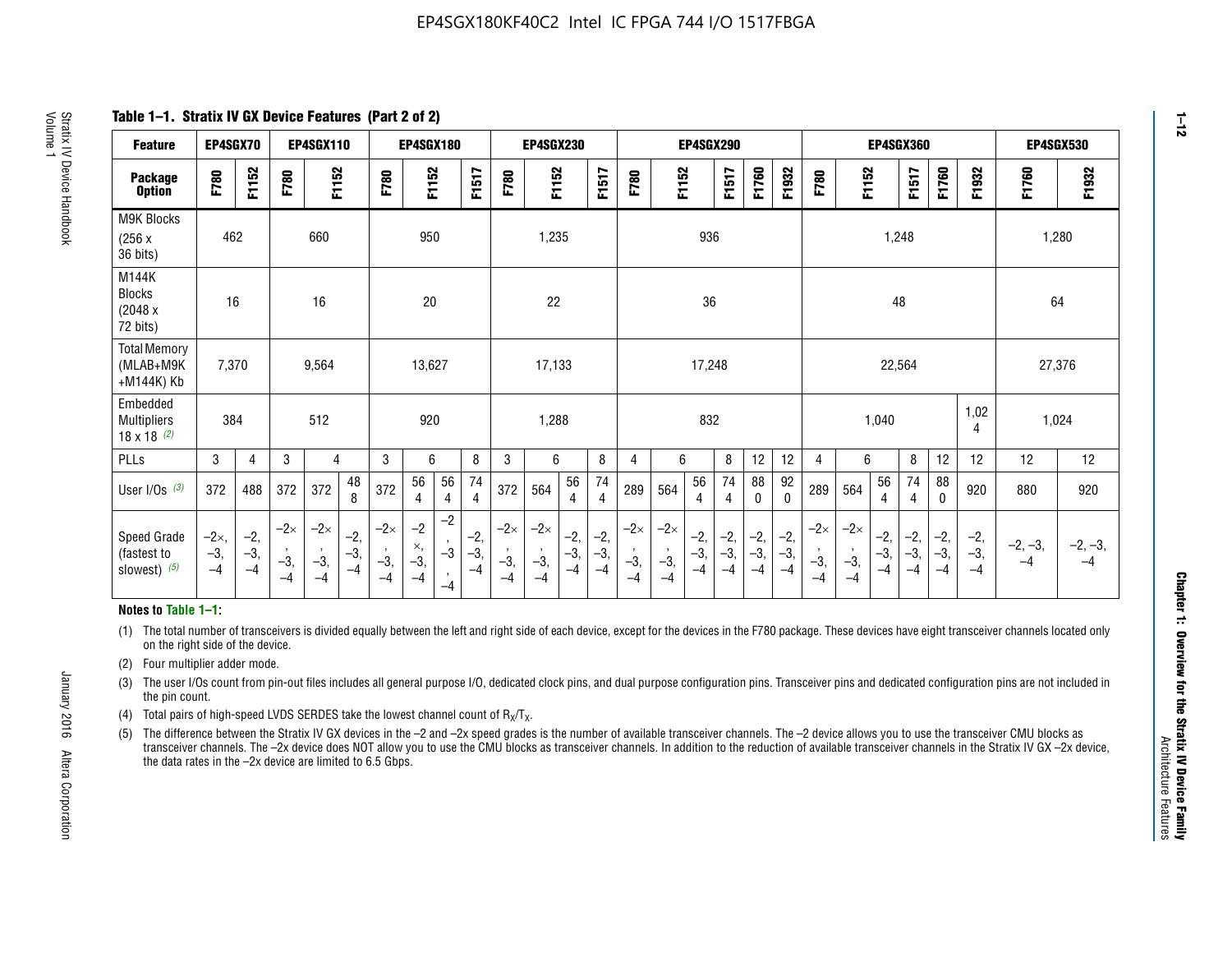## Table 1–1. Stratix IV GX Device Features (Part 2 of 2)

| Feature | EP4SGX70 | | EP4SGX110 | | | EP4SGX180 | | | | EP4SGX230 | | | | EP4SGX290 | | | | | | EP4SGX360 | | | | | | EP4SGX530 | |
|---|---|---|---|---|---|---|---|---|---|---|---|---|---|---|---|---|---|---|---|---|---|---|---|---|---|---|---|
| Package Option | F780 | F1152 | F780 | F1152 | | F780 | F1152 | | F1517 | F780 | F1152 | | F1517 | F780 | F1152 | | F1517 | F1760 | F1932 | F780 | F1152 | | F1517 | F1760 | F1932 | F1760 | F1932 |
| M9K Blocks (256 x 36 bits) | 462 | | 660 | | | 950 | | | | 1,235 | | | | 936 | | | | | | 1,248 | | | | | | 1,280 | |
| M144K Blocks (2048 x 72 bits) | 16 | | 16 | | | 20 | | | | 22 | | | | 36 | | | | | | 48 | | | | | | 64 | |
| Total Memory (MLAB+M9K +M144K) Kb | 7,370 | | 9,564 | | | 13,627 | | | | 17,133 | | | | 17,248 | | | | | | 22,564 | | | | | | 27,376 | |
| Embedded Multipliers 18 x 18 (2) | 384 | | 512 | | | 920 | | | | 1,288 | | | | 832 | | | | | | 1,040 | | | | | 1,024 | 1,024 | |
| PLLs | 3 | 4 | 3 | 4 | | 3 | 6 | | 8 | 3 | 6 | | 8 | 4 | 6 | | 8 | 12 | 12 | 4 | 6 | | 8 | 12 | 12 | 12 | 12 |
| User I/Os (3) | 372 | 488 | 372 | 372 | 488 | 372 | 564 | 564 | 744 | 372 | 564 | 564 | 744 | 289 | 564 | 564 | 744 | 880 | 920 | 289 | 564 | 564 | 744 | 880 | 920 | 880 | 920 |
| Speed Grade (fastest to slowest) (5) | −2×, −3, −4 | −2, −3, −4 | −2×, −3, −4 | −2×, −3, −4 | −2, −3, −4 | −2×, −3, −4 | −2×, −3, −4 | −2, −3, −4 | −2, −3, −4 | −2×, −3, −4 | −2×, −3, −4 | −2, −3, −4 | −2, −3, −4 | −2×, −3, −4 | −2×, −3, −4 | −2, −3, −4 | −2, −3, −4 | −2, −3, −4 | −2, −3, −4 | −2×, −3, −4 | −2×, −3, −4 | −2, −3, −4 | −2, −3, −4 | −2, −3, −4 | −2, −3, −4 | −2, −3, −4 | −2, −3, −4 |

**Notes to Table 1–1:**

(1) The total number of transceivers is divided equally between the left and right side of each device, except for the devices in the F780 package. These devices have eight transceiver channels located only on the right side of the device.

(2) Four multiplier adder mode.

(3) The user I/Os count from pin-out files includes all general purpose I/O, dedicated clock pins, and dual purpose configuration pins. Transceiver pins and dedicated configuration pins are not included in the pin count.

(4) Total pairs of high-speed LVDS SERDES take the lowest channel count of $R_X/T_X$.

(5) The difference between the Stratix IV GX devices in the –2 and –2x speed grades is the number of available transceiver channels. The –2 device allows you to use the transceiver CMU blocks as transceiver channels. The –2x device does NOT allow you to use the CMU blocks as transceiver channels. In addition to the reduction of available transceiver channels in the Stratix IV GX –2x device, the data rates in the –2x device are limited to 6.5 Gbps.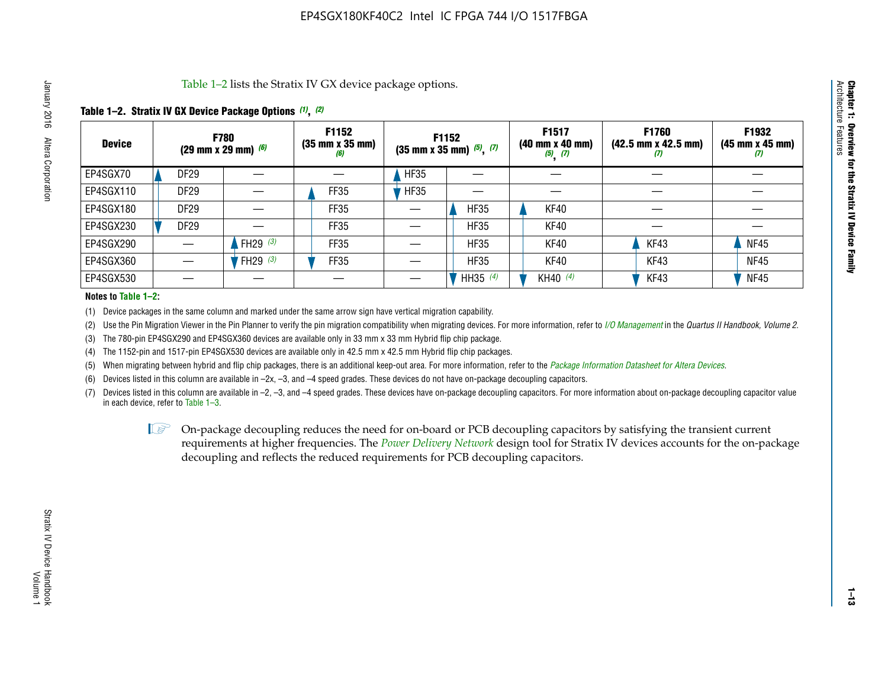Table 1–2 lists the Stratix IV GX device package options.

**Table 1–2. Stratix IV GX Device Package Options (1), (2)**

| Device | F780 (29 mm x 29 mm) (6) | | F1152 (35 mm x 35 mm) (6) | F1152 (35 mm x 35 mm) (5), (7) | | F1517 (40 mm x 40 mm) (5), (7) | F1760 (42.5 mm x 42.5 mm) (7) | F1932 (45 mm x 45 mm) (7) |
|---|---|---|---|---|---|---|---|---|
| EP4SGX70 | DF29 | — | — | HF35 | — | — | — | — |
| EP4SGX110 | DF29 | — | FF35 | HF35 | — | — | — | — |
| EP4SGX180 | DF29 | — | FF35 | — | HF35 | KF40 | — | — |
| EP4SGX230 | DF29 | — | FF35 | — | HF35 | KF40 | — | — |
| EP4SGX290 | — | FH29 (3) | FF35 | — | HF35 | KF40 | KF43 | NF45 |
| EP4SGX360 | — | FH29 (3) | FF35 | — | HF35 | KF40 | KF43 | NF45 |
| EP4SGX530 | — | — | — | — | HH35 (4) | KH40 (4) | KF43 | NF45 |

**Notes to Table 1–2:**

(1) Device packages in the same column and marked under the same arrow sign have vertical migration capability.

(2) Use the Pin Migration Viewer in the Pin Planner to verify the pin migration compatibility when migrating devices. For more information, refer to *I/O Management* in the *Quartus II Handbook, Volume 2*.

(3) The 780-pin EP4SGX290 and EP4SGX360 devices are available only in 33 mm x 33 mm Hybrid flip chip package.

(4) The 1152-pin and 1517-pin EP4SGX530 devices are available only in 42.5 mm x 42.5 mm Hybrid flip chip packages.

(5) When migrating between hybrid and flip chip packages, there is an additional keep-out area. For more information, refer to the *Package Information Datasheet for Altera Devices*.

(6) Devices listed in this column are available in –2x, –3, and –4 speed grades. These devices do not have on-package decoupling capacitors.

(7) Devices listed in this column are available in –2, –3, and –4 speed grades. These devices have on-package decoupling capacitors. For more information about on-package decoupling capacitor value in each device, refer to Table 1–3.

On-package decoupling reduces the need for on-board or PCB decoupling capacitors by satisfying the transient current requirements at higher frequencies. The *Power Delivery Network* design tool for Stratix IV devices accounts for the on-package decoupling and reflects the reduced requirements for PCB decoupling capacitors.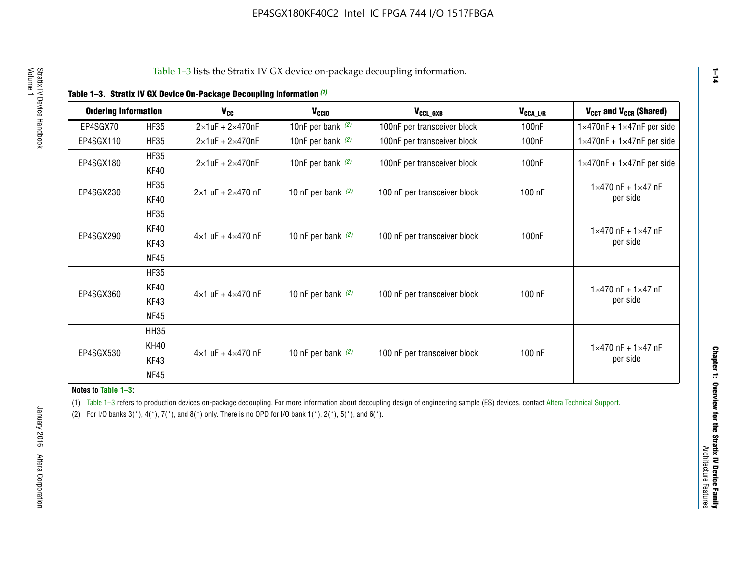Table 1–3 lists the Stratix IV GX device on-package decoupling information.

**Table 1–3. Stratix IV GX Device On-Package Decoupling Information (1)**

| Ordering Information | | $V_{CC}$ | $V_{CCIO}$ | $V_{CCL\_GXB}$ | $V_{CCA\_L/R}$ | $V_{CCT}$ and $V_{CCR}$ (Shared) |
|---|---|---|---|---|---|---|
| EP4SGX70 | HF35 | 2×1uF + 2×470nF | 10nF per bank (2) | 100nF per transceiver block | 100nF | 1×470nF + 1×47nF per side |
| EP4SGX110 | HF35 | 2×1uF + 2×470nF | 10nF per bank (2) | 100nF per transceiver block | 100nF | 1×470nF + 1×47nF per side |
| EP4SGX180 | HF35<br>KF40 | 2×1uF + 2×470nF | 10nF per bank (2) | 100nF per transceiver block | 100nF | 1×470nF + 1×47nF per side |
| EP4SGX230 | HF35<br>KF40 | 2×1 uF + 2×470 nF | 10 nF per bank (2) | 100 nF per transceiver block | 100 nF | 1×470 nF + 1×47 nF per side |
| EP4SGX290 | HF35<br>KF40<br>KF43<br>NF45 | 4×1 uF + 4×470 nF | 10 nF per bank (2) | 100 nF per transceiver block | 100nF | 1×470 nF + 1×47 nF per side |
| EP4SGX360 | HF35<br>KF40<br>KF43<br>NF45 | 4×1 uF + 4×470 nF | 10 nF per bank (2) | 100 nF per transceiver block | 100 nF | 1×470 nF + 1×47 nF per side |
| EP4SGX530 | HH35<br>KH40<br>KF43<br>NF45 | 4×1 uF + 4×470 nF | 10 nF per bank (2) | 100 nF per transceiver block | 100 nF | 1×470 nF + 1×47 nF per side |

**Notes to Table 1–3:**

(1) Table 1–3 refers to production devices on-package decoupling. For more information about decoupling design of engineering sample (ES) devices, contact Altera Technical Support.

(2) For I/O banks 3(*), 4(*), 7(*), and 8(*) only. There is no OPD for I/O bank 1(*), 2(*), 5(*), and 6(*).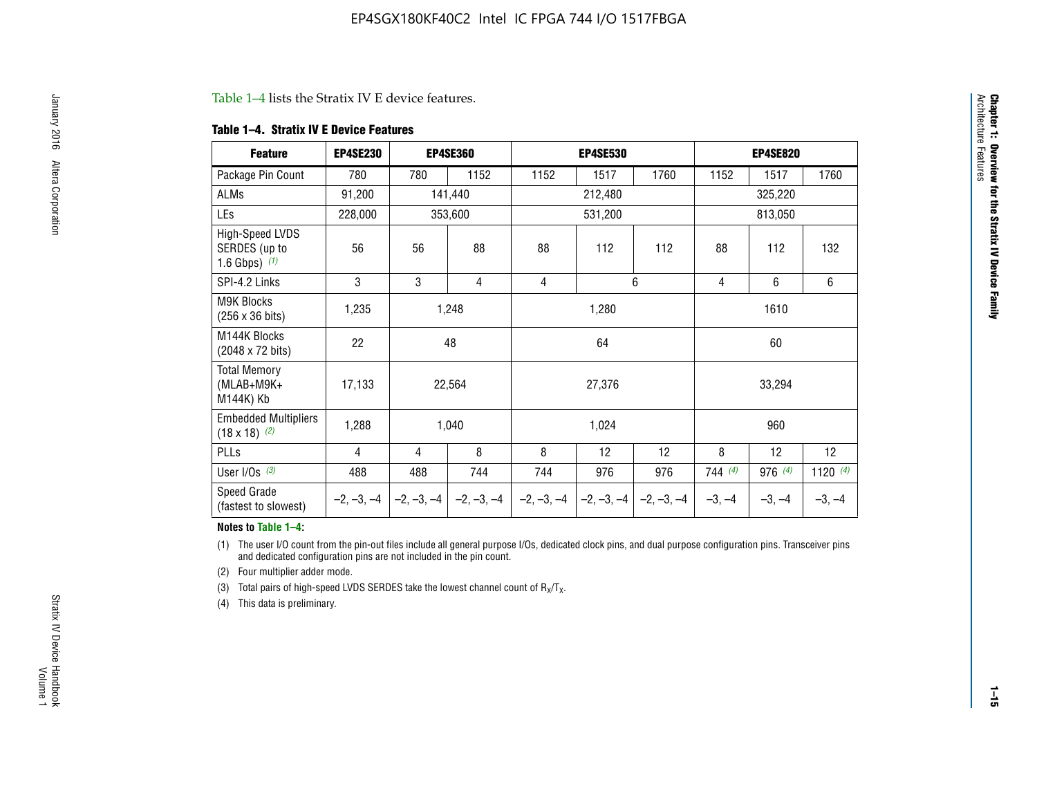Table 1–4 lists the Stratix IV E device features.

**Table 1–4. Stratix IV E Device Features**

| Feature | EP4SE230 | EP4SE360 | | EP4SE530 | | | EP4SE820 | | |
|---|---|---|---|---|---|---|---|---|---|
| Package Pin Count | 780 | 780 | 1152 | 1152 | 1517 | 1760 | 1152 | 1517 | 1760 |
| ALMs | 91,200 | 141,440 | | 212,480 | | | 325,220 | | |
| LEs | 228,000 | 353,600 | | 531,200 | | | 813,050 | | |
| High-Speed LVDS SERDES (up to 1.6 Gbps) *(1)* | 56 | 56 | 88 | 88 | 112 | 112 | 88 | 112 | 132 |
| SPI-4.2 Links | 3 | 3 | 4 | 4 | 6 | | 4 | 6 | 6 |
| M9K Blocks (256 x 36 bits) | 1,235 | 1,248 | | 1,280 | | | 1610 | | |
| M144K Blocks (2048 x 72 bits) | 22 | 48 | | 64 | | | 60 | | |
| Total Memory (MLAB+M9K+ M144K) Kb | 17,133 | 22,564 | | 27,376 | | | 33,294 | | |
| Embedded Multipliers (18 x 18) *(2)* | 1,288 | 1,040 | | 1,024 | | | 960 | | |
| PLLs | 4 | 4 | 8 | 8 | 12 | 12 | 8 | 12 | 12 |
| User I/Os *(3)* | 488 | 488 | 744 | 744 | 976 | 976 | 744 *(4)* | 976 *(4)* | 1120 *(4)* |
| Speed Grade (fastest to slowest) | –2, –3, –4 | –2, –3, –4 | –2, –3, –4 | –2, –3, –4 | –2, –3, –4 | –2, –3, –4 | –3, –4 | –3, –4 | –3, –4 |

**Notes to Table 1–4:**

(1) The user I/O count from the pin-out files include all general purpose I/Os, dedicated clock pins, and dual purpose configuration pins. Transceiver pins and dedicated configuration pins are not included in the pin count.

(2) Four multiplier adder mode.

(3) Total pairs of high-speed LVDS SERDES take the lowest channel count of $R_X/T_X$.

(4) This data is preliminary.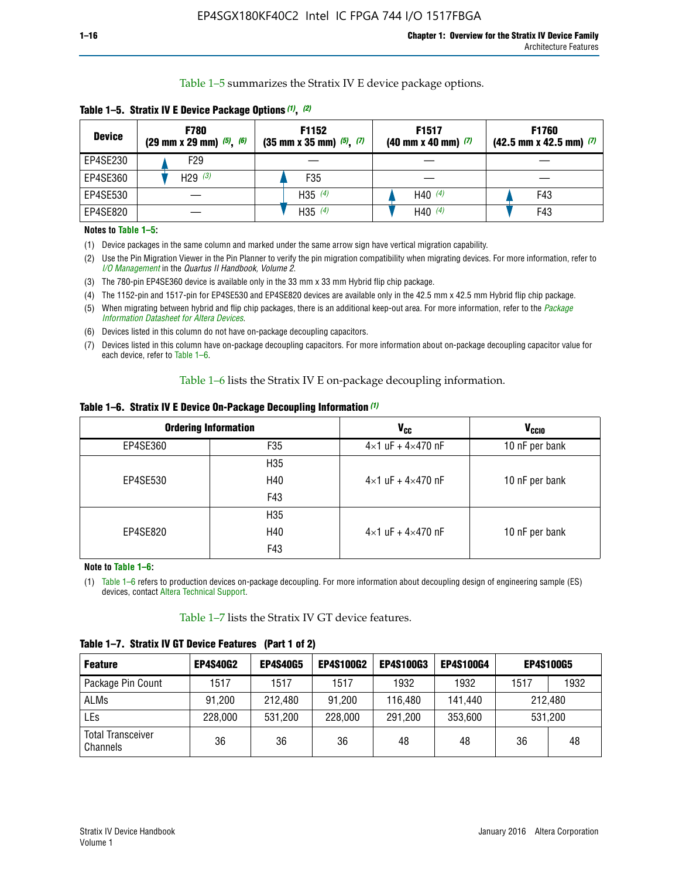Table 1–5 summarizes the Stratix IV E device package options.

**Table 1–5. Stratix IV E Device Package Options (1), (2)**

| Device | F780 (29 mm x 29 mm) (5), (6) | F1152 (35 mm x 35 mm) (5), (7) | F1517 (40 mm x 40 mm) (7) | F1760 (42.5 mm x 42.5 mm) (7) |
|---|---|---|---|---|
| EP4SE230 | F29 | — | — | — |
| EP4SE360 | H29 (3) | F35 | — | — |
| EP4SE530 | — | H35 (4) | H40 (4) | F43 |
| EP4SE820 | — | H35 (4) | H40 (4) | F43 |

**Notes to Table 1–5:**

(1) Device packages in the same column and marked under the same arrow sign have vertical migration capability.

(2) Use the Pin Migration Viewer in the Pin Planner to verify the pin migration compatibility when migrating devices. For more information, refer to *I/O Management* in the *Quartus II Handbook, Volume 2*.

(3) The 780-pin EP4SE360 device is available only in the 33 mm x 33 mm Hybrid flip chip package.

(4) The 1152-pin and 1517-pin for EP4SE530 and EP4SE820 devices are available only in the 42.5 mm x 42.5 mm Hybrid flip chip package.

(5) When migrating between hybrid and flip chip packages, there is an additional keep-out area. For more information, refer to the *Package Information Datasheet for Altera Devices*.

(6) Devices listed in this column do not have on-package decoupling capacitors.

(7) Devices listed in this column have on-package decoupling capacitors. For more information about on-package decoupling capacitor value for each device, refer to Table 1–6.

Table 1–6 lists the Stratix IV E on-package decoupling information.

**Table 1–6. Stratix IV E Device On-Package Decoupling Information (1)**

| Ordering Information | | $V_{CC}$ | $V_{CCIO}$ |
|---|---|---|---|
| EP4SE360 | F35 | 4×1 uF + 4×470 nF | 10 nF per bank |
| EP4SE530 | H35<br>H40<br>F43 | 4×1 uF + 4×470 nF | 10 nF per bank |
| EP4SE820 | H35<br>H40<br>F43 | 4×1 uF + 4×470 nF | 10 nF per bank |

**Note to Table 1–6:**

(1) Table 1–6 refers to production devices on-package decoupling. For more information about decoupling design of engineering sample (ES) devices, contact Altera Technical Support.

Table 1–7 lists the Stratix IV GT device features.

**Table 1–7. Stratix IV GT Device Features (Part 1 of 2)**

| Feature | EP4S40G2 | EP4S40G5 | EP4S100G2 | EP4S100G3 | EP4S100G4 | EP4S100G5 | |
|---|---|---|---|---|---|---|---|
| Package Pin Count | 1517 | 1517 | 1517 | 1932 | 1932 | 1517 | 1932 |
| ALMs | 91,200 | 212,480 | 91,200 | 116,480 | 141,440 | 212,480 | |
| LEs | 228,000 | 531,200 | 228,000 | 291,200 | 353,600 | 531,200 | |
| Total Transceiver Channels | 36 | 36 | 36 | 48 | 48 | 36 | 48 |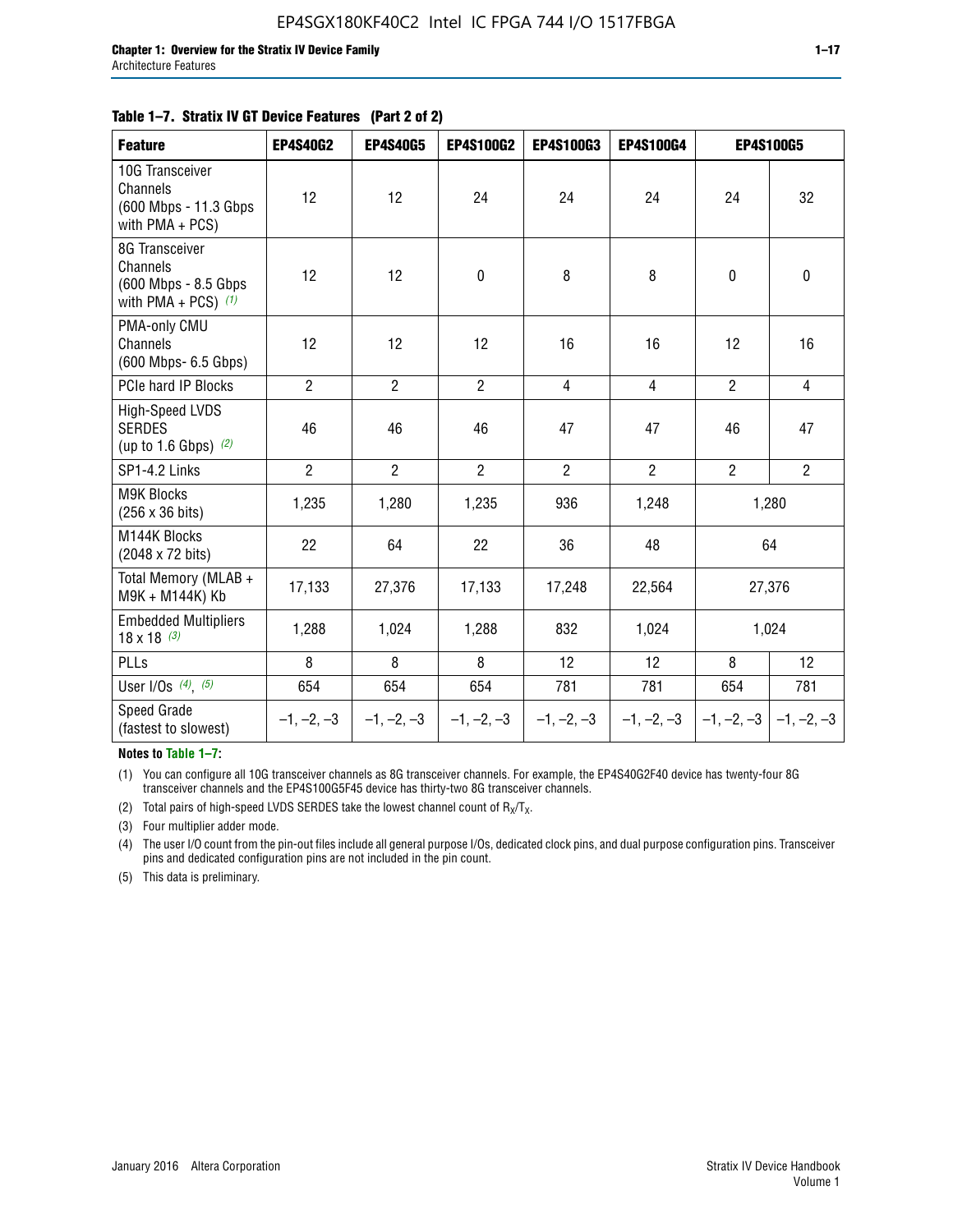**Table 1–7. Stratix IV GT Device Features (Part 2 of 2)**

| Feature | EP4S40G2 | EP4S40G5 | EP4S100G2 | EP4S100G3 | EP4S100G4 | EP4S100G5 | |
|---|---|---|---|---|---|---|---|
| 10G Transceiver Channels (600 Mbps - 11.3 Gbps with PMA + PCS) | 12 | 12 | 24 | 24 | 24 | 24 | 32 |
| 8G Transceiver Channels (600 Mbps - 8.5 Gbps with PMA + PCS) *(1)* | 12 | 12 | 0 | 8 | 8 | 0 | 0 |
| PMA-only CMU Channels (600 Mbps- 6.5 Gbps) | 12 | 12 | 12 | 16 | 16 | 12 | 16 |
| PCIe hard IP Blocks | 2 | 2 | 2 | 4 | 4 | 2 | 4 |
| High-Speed LVDS SERDES (up to 1.6 Gbps) *(2)* | 46 | 46 | 46 | 47 | 47 | 46 | 47 |
| SP1-4.2 Links | 2 | 2 | 2 | 2 | 2 | 2 | 2 |
| M9K Blocks (256 x 36 bits) | 1,235 | 1,280 | 1,235 | 936 | 1,248 | 1,280 | |
| M144K Blocks (2048 x 72 bits) | 22 | 64 | 22 | 36 | 48 | 64 | |
| Total Memory (MLAB + M9K + M144K) Kb | 17,133 | 27,376 | 17,133 | 17,248 | 22,564 | 27,376 | |
| Embedded Multipliers 18 x 18 *(3)* | 1,288 | 1,024 | 1,288 | 832 | 1,024 | 1,024 | |
| PLLs | 8 | 8 | 8 | 12 | 12 | 8 | 12 |
| User I/Os *(4)*, *(5)* | 654 | 654 | 654 | 781 | 781 | 654 | 781 |
| Speed Grade (fastest to slowest) | –1, –2, –3 | –1, –2, –3 | –1, –2, –3 | –1, –2, –3 | –1, –2, –3 | –1, –2, –3 | –1, –2, –3 |

**Notes to Table 1–7:**

(1) You can configure all 10G transceiver channels as 8G transceiver channels. For example, the EP4S40G2F40 device has twenty-four 8G transceiver channels and the EP4S100G5F45 device has thirty-two 8G transceiver channels.

(2) Total pairs of high-speed LVDS SERDES take the lowest channel count of $R_X/T_X$.

(3) Four multiplier adder mode.

(4) The user I/O count from the pin-out files include all general purpose I/Os, dedicated clock pins, and dual purpose configuration pins. Transceiver pins and dedicated configuration pins are not included in the pin count.

(5) This data is preliminary.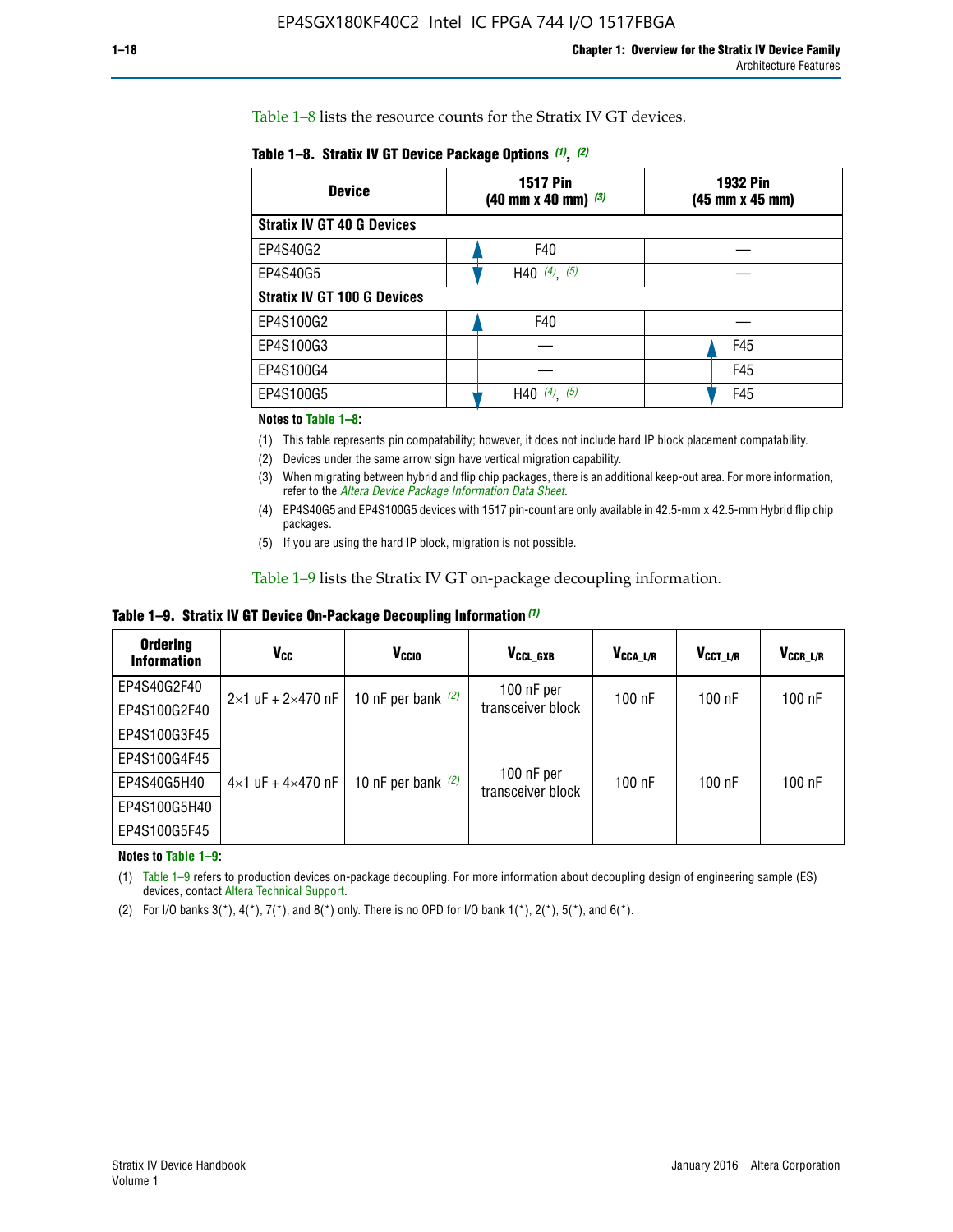Table 1–8 lists the resource counts for the Stratix IV GT devices.

**Table 1–8. Stratix IV GT Device Package Options (1), (2)**

| Device | 1517 Pin (40 mm x 40 mm) (3) | 1932 Pin (45 mm x 45 mm) |
|---|---|---|
| **Stratix IV GT 40 G Devices** | | |
| EP4S40G2 | F40 | — |
| EP4S40G5 | H40 (4), (5) | — |
| **Stratix IV GT 100 G Devices** | | |
| EP4S100G2 | F40 | — |
| EP4S100G3 | — | F45 |
| EP4S100G4 | — | F45 |
| EP4S100G5 | H40 (4), (5) | F45 |

**Notes to Table 1–8:**

(1) This table represents pin compatability; however, it does not include hard IP block placement compatability.

(2) Devices under the same arrow sign have vertical migration capability.

(3) When migrating between hybrid and flip chip packages, there is an additional keep-out area. For more information, refer to the *Altera Device Package Information Data Sheet*.

(4) EP4S40G5 and EP4S100G5 devices with 1517 pin-count are only available in 42.5-mm x 42.5-mm Hybrid flip chip packages.

(5) If you are using the hard IP block, migration is not possible.

Table 1–9 lists the Stratix IV GT on-package decoupling information.

**Table 1–9. Stratix IV GT Device On-Package Decoupling Information (1)**

| Ordering Information | $V_{CC}$ | $V_{CCIO}$ | $V_{CCL\_GXB}$ | $V_{CCA\_L/R}$ | $V_{CCT\_L/R}$ | $V_{CCR\_L/R}$ |
|---|---|---|---|---|---|---|
| EP4S40G2F40 | 2×1 uF + 2×470 nF | 10 nF per bank (2) | 100 nF per transceiver block | 100 nF | 100 nF | 100 nF |
| EP4S100G2F40 | | | | | | |
| EP4S100G3F45 | 4×1 uF + 4×470 nF | 10 nF per bank (2) | 100 nF per transceiver block | 100 nF | 100 nF | 100 nF |
| EP4S100G4F45 | | | | | | |
| EP4S40G5H40 | | | | | | |
| EP4S100G5H40 | | | | | | |
| EP4S100G5F45 | | | | | | |

**Notes to Table 1–9:**

(1) Table 1–9 refers to production devices on-package decoupling. For more information about decoupling design of engineering sample (ES) devices, contact Altera Technical Support.

(2) For I/O banks 3(*), 4(*), 7(*), and 8(*) only. There is no OPD for I/O bank 1(*), 2(*), 5(*), and 6(*).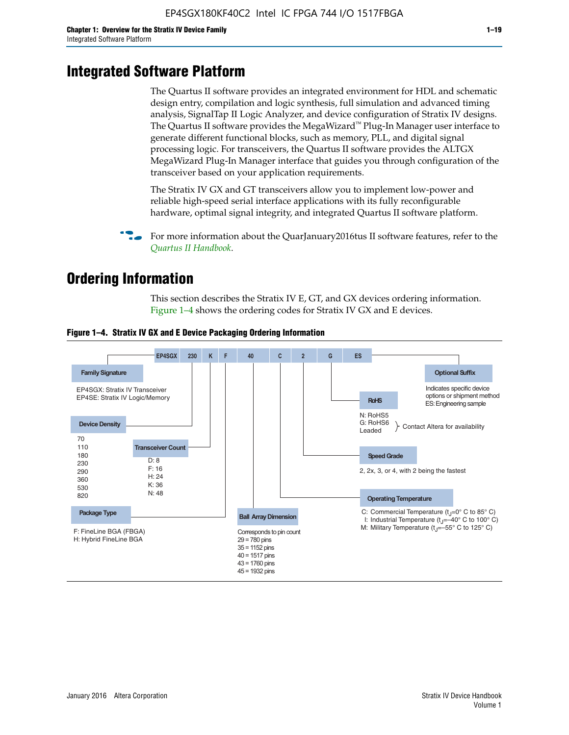# Integrated Software Platform

The Quartus II software provides an integrated environment for HDL and schematic design entry, compilation and logic synthesis, full simulation and advanced timing analysis, SignalTap II Logic Analyzer, and device configuration of Stratix IV designs. The Quartus II software provides the MegaWizard™ Plug-In Manager user interface to generate different functional blocks, such as memory, PLL, and digital signal processing logic. For transceivers, the Quartus II software provides the ALTGX MegaWizard Plug-In Manager interface that guides you through configuration of the transceiver based on your application requirements.

The Stratix IV GX and GT transceivers allow you to implement low-power and reliable high-speed serial interface applications with its fully reconfigurable hardware, optimal signal integrity, and integrated Quartus II software platform.

For more information about the QuarJanuary2016tus II software features, refer to the *Quartus II Handbook*.

# Ordering Information

This section describes the Stratix IV E, GT, and GX devices ordering information. Figure 1–4 shows the ordering codes for Stratix IV GX and E devices.

**Figure 1–4. Stratix IV GX and E Device Packaging Ordering Information**

EP4SGX 230 K F 40 C 2 G ES

- **Family Signature**
  - EP4SGX: Stratix IV Transceiver
  - EP4SE: Stratix IV Logic/Memory
- **Device Density**
  - 70, 110, 180, 230, 290, 360, 530, 820
- **Transceiver Count**
  - D: 8
  - F: 16
  - H: 24
  - K: 36
  - N: 48
- **Package Type**
  - F: FineLine BGA (FBGA)
  - H: Hybrid FineLine BGA
- **Ball Array Dimension**
  - Corresponds to pin count
  - 29 = 780 pins
  - 35 = 1152 pins
  - 40 = 1517 pins
  - 43 = 1760 pins
  - 45 = 1932 pins
- **Operating Temperature**
  - C: Commercial Temperature ($t_J$=0° C to 85° C)
  - I: Industrial Temperature ($t_J$=–40° C to 100° C)
  - M: Military Temperature ($t_J$=–55° C to 125° C)
- **Speed Grade**
  - 2, 2x, 3, or 4, with 2 being the fastest
- **RoHS**
  - N: RoHS5
  - G: RoHS6
  - Leaded
  - (N, G, Leaded: Contact Altera for availability)
- **Optional Suffix**
  - Indicates specific device options or shipment method
  - ES: Engineering sample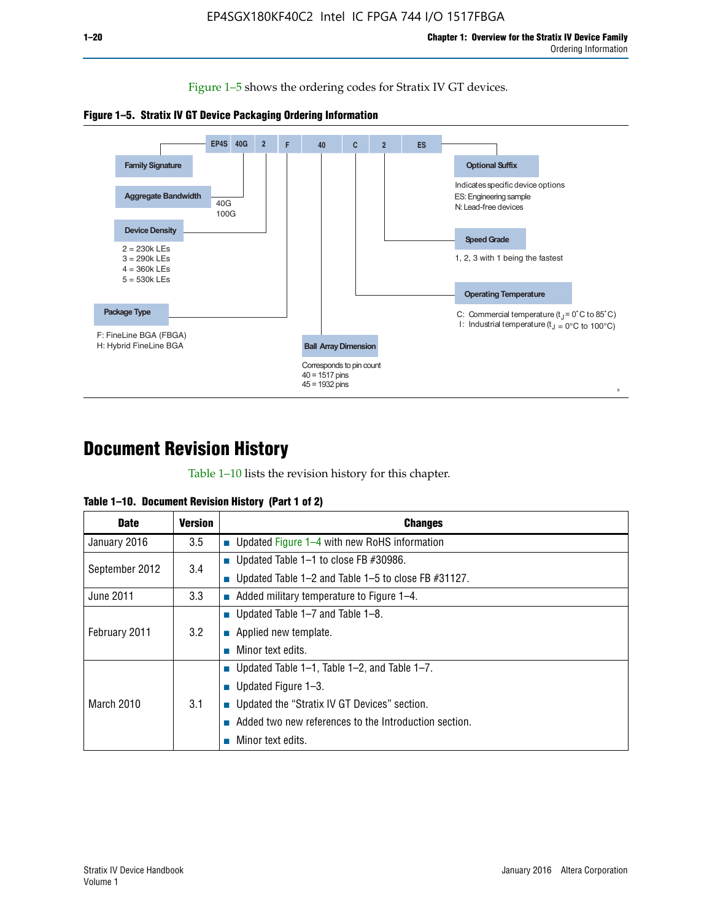Figure 1–5 shows the ordering codes for Stratix IV GT devices.

**Figure 1–5. Stratix IV GT Device Packaging Ordering Information**

EP4S 40G 2 F 40 C 2 ES

- **Family Signature**
- **Aggregate Bandwidth**: 40G, 100G
- **Device Density**: 2 = 230k LEs, 3 = 290k LEs, 4 = 360k LEs, 5 = 530k LEs
- **Package Type**: F: FineLine BGA (FBGA), H: Hybrid FineLine BGA
- **Ball Array Dimension**: Corresponds to pin count, 40 = 1517 pins, 45 = 1932 pins
- **Operating Temperature**: C: Commercial temperature ($t_J$ = 0°C to 85°C), I: Industrial temperature ($t_J$ = 0°C to 100°C)
- **Speed Grade**: 1, 2, 3 with 1 being the fastest
- **Optional Suffix**: Indicates specific device options, ES: Engineering sample, N: Lead-free devices

# Document Revision History

Table 1–10 lists the revision history for this chapter.

**Table 1–10. Document Revision History (Part 1 of 2)**

| Date | Version | Changes |
|---|---|---|
| January 2016 | 3.5 | ■ Updated Figure 1–4 with new RoHS information |
| September 2012 | 3.4 | ■ Updated Table 1–1 to close FB #30986.<br>■ Updated Table 1–2 and Table 1–5 to close FB #31127. |
| June 2011 | 3.3 | ■ Added military temperature to Figure 1–4. |
| February 2011 | 3.2 | ■ Updated Table 1–7 and Table 1–8.<br>■ Applied new template.<br>■ Minor text edits. |
| March 2010 | 3.1 | ■ Updated Table 1–1, Table 1–2, and Table 1–7.<br>■ Updated Figure 1–3.<br>■ Updated the “Stratix IV GT Devices” section.<br>■ Added two new references to the Introduction section.<br>■ Minor text edits. |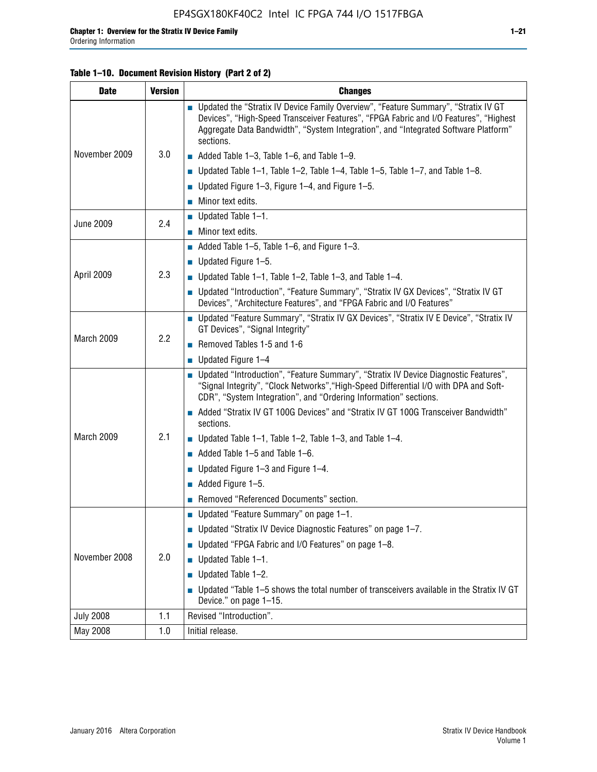**Table 1–10. Document Revision History (Part 2 of 2)**

| Date | Version | Changes |
|---|---|---|
| November 2009 | 3.0 | ■ Updated the “Stratix IV Device Family Overview”, “Feature Summary”, “Stratix IV GT Devices”, “High-Speed Transceiver Features”, “FPGA Fabric and I/O Features”, “Highest Aggregate Data Bandwidth”, “System Integration”, and “Integrated Software Platform” sections.<br>■ Added Table 1–3, Table 1–6, and Table 1–9.<br>■ Updated Table 1–1, Table 1–2, Table 1–4, Table 1–5, Table 1–7, and Table 1–8.<br>■ Updated Figure 1–3, Figure 1–4, and Figure 1–5.<br>■ Minor text edits. |
| June 2009 | 2.4 | ■ Updated Table 1–1.<br>■ Minor text edits. |
| April 2009 | 2.3 | ■ Added Table 1–5, Table 1–6, and Figure 1–3.<br>■ Updated Figure 1–5.<br>■ Updated Table 1–1, Table 1–2, Table 1–3, and Table 1–4.<br>■ Updated “Introduction”, “Feature Summary”, “Stratix IV GX Devices”, “Stratix IV GT Devices”, “Architecture Features”, and “FPGA Fabric and I/O Features” |
| March 2009 | 2.2 | ■ Updated “Feature Summary”, “Stratix IV GX Devices”, “Stratix IV E Device”, “Stratix IV GT Devices”, “Signal Integrity”<br>■ Removed Tables 1-5 and 1-6<br>■ Updated Figure 1–4 |
| March 2009 | 2.1 | ■ Updated “Introduction”, “Feature Summary”, “Stratix IV Device Diagnostic Features”, “Signal Integrity”, “Clock Networks”,“High-Speed Differential I/O with DPA and Soft-CDR”, “System Integration”, and “Ordering Information” sections.<br>■ Added “Stratix IV GT 100G Devices” and “Stratix IV GT 100G Transceiver Bandwidth” sections.<br>■ Updated Table 1–1, Table 1–2, Table 1–3, and Table 1–4.<br>■ Added Table 1–5 and Table 1–6.<br>■ Updated Figure 1–3 and Figure 1–4.<br>■ Added Figure 1–5.<br>■ Removed “Referenced Documents” section. |
| November 2008 | 2.0 | ■ Updated “Feature Summary” on page 1–1.<br>■ Updated “Stratix IV Device Diagnostic Features” on page 1–7.<br>■ Updated “FPGA Fabric and I/O Features” on page 1–8.<br>■ Updated Table 1–1.<br>■ Updated Table 1–2.<br>■ Updated “Table 1–5 shows the total number of transceivers available in the Stratix IV GT Device.” on page 1–15. |
| July 2008 | 1.1 | Revised “Introduction”. |
| May 2008 | 1.0 | Initial release. |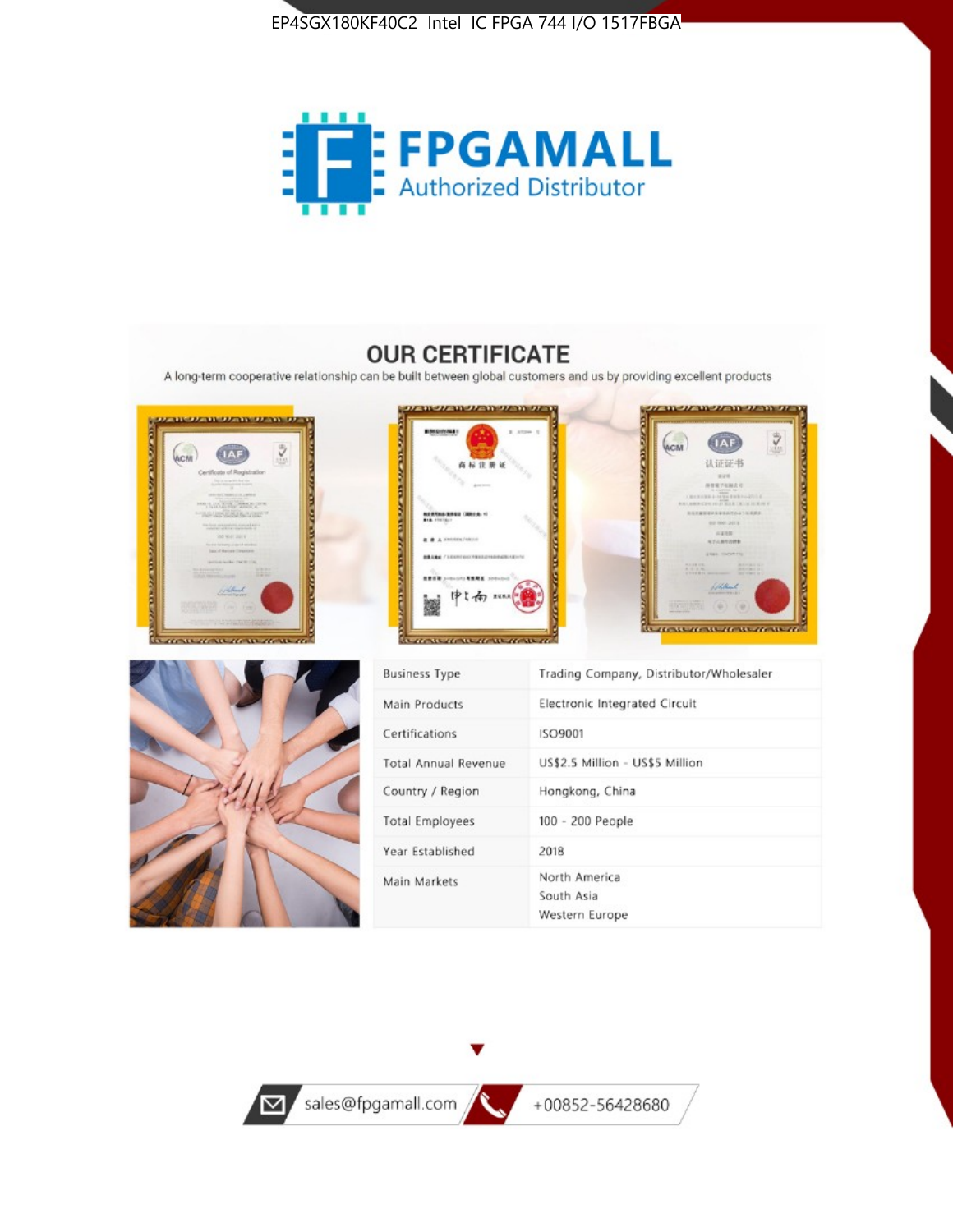FPGAMALL
Authorized Distributor

## OUR CERTIFICATE

A long-term cooperative relationship can be built between global customers and us by providing excellent products

| | |
|---|---|
| Business Type | Trading Company, Distributor/Wholesaler |
| Main Products | Electronic Integrated Circuit |
| Certifications | ISO9001 |
| Total Annual Revenue | US$2.5 Million - US$5 Million |
| Country / Region | Hongkong, China |
| Total Employees | 100 - 200 People |
| Year Established | 2018 |
| Main Markets | North America<br>South Asia<br>Western Europe |

sales@fpgamall.com

+00852-56428680